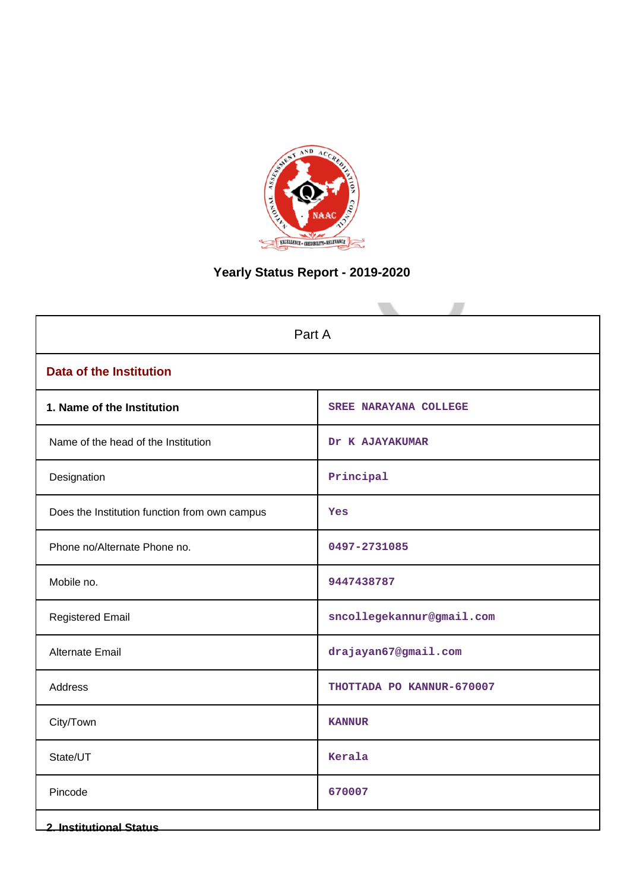# Yearly Status Report - 2019-2020

| Part A | |
|---|---|
| **Data of the Institution** | |
| **1. Name of the Institution** | SREE NARAYANA COLLEGE |
| Name of the head of the Institution | Dr K AJAYAKUMAR |
| Designation | Principal |
| Does the Institution function from own campus | Yes |
| Phone no/Alternate Phone no. | 0497-2731085 |
| Mobile no. | 9447438787 |
| Registered Email | sncollegekannur@gmail.com |
| Alternate Email | drajayan67@gmail.com |
| Address | THOTTADA PO KANNUR-670007 |
| City/Town | KANNUR |
| State/UT | Kerala |
| Pincode | 670007 |

**2. Institutional Status**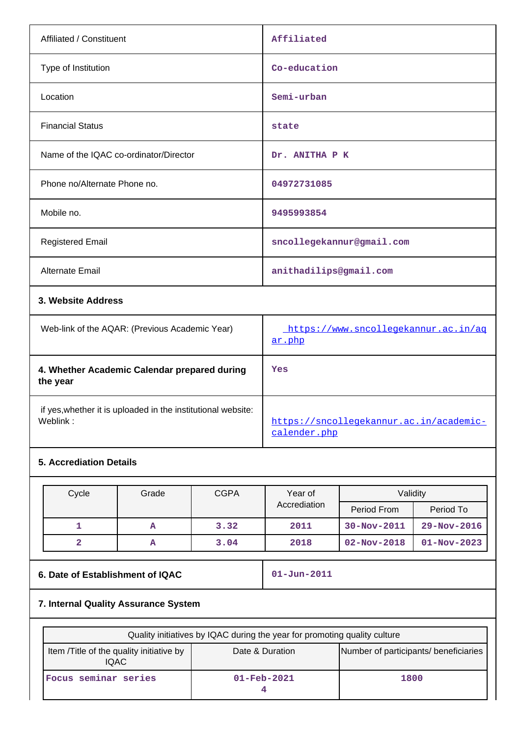| | |
|---|---|
| Affiliated / Constituent | Affiliated |
| Type of Institution | Co-education |
| Location | Semi-urban |
| Financial Status | state |
| Name of the IQAC co-ordinator/Director | Dr. ANITHA P K |
| Phone no/Alternate Phone no. | 04972731085 |
| Mobile no. | 9495993854 |
| Registered Email | sncollegekannur@gmail.com |
| Alternate Email | anithadilips@gmail.com |

**3. Website Address**

| | |
|---|---|
| Web-link of the AQAR: (Previous Academic Year) | https://www.sncollegekannur.ac.in/aqar.php |
| **4. Whether Academic Calendar prepared during the year** | Yes |
| if yes,whether it is uploaded in the institutional website: Weblink : | https://sncollegekannur.ac.in/academic-calender.php |

**5. Accrediation Details**

| Cycle | Grade | CGPA | Year of Accrediation | Validity | |
|---|---|---|---|---|---|
| | | | | Period From | Period To |
| 1 | A | 3.32 | 2011 | 30-Nov-2011 | 29-Nov-2016 |
| 2 | A | 3.04 | 2018 | 02-Nov-2018 | 01-Nov-2023 |

| | |
|---|---|
| **6. Date of Establishment of IQAC** | 01-Jun-2011 |

**7. Internal Quality Assurance System**

| Quality initiatives by IQAC during the year for promoting quality culture | | |
|---|---|---|
| Item /Title of the quality initiative by IQAC | Date & Duration | Number of participants/ beneficiaries |
| Focus seminar series | 01-Feb-2021<br>4 | 1800 |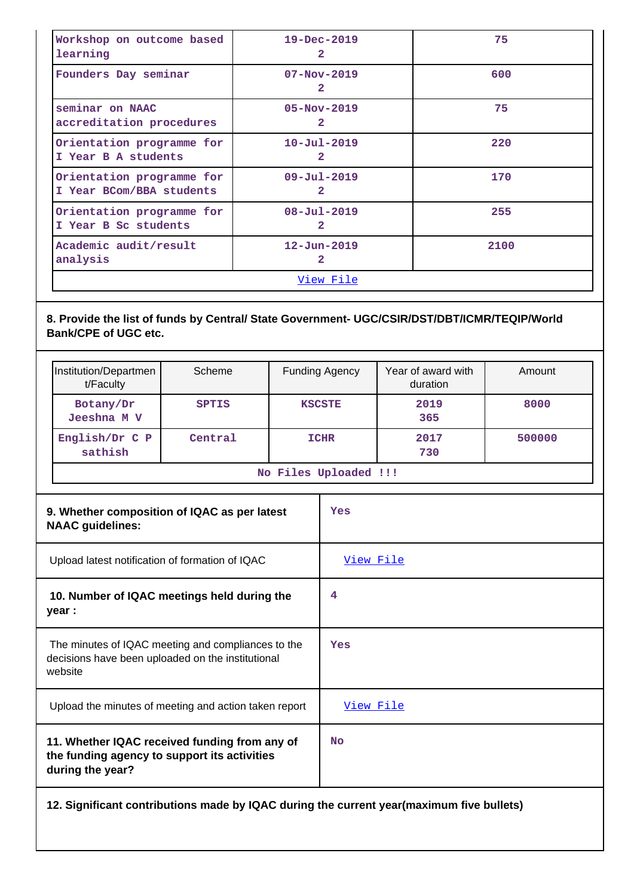| Workshop on outcome based learning | 19-Dec-2019 2 | 75 |
|---|---|---|
| Founders Day seminar | 07-Nov-2019 2 | 600 |
| seminar on NAAC accreditation procedures | 05-Nov-2019 2 | 75 |
| Orientation programme for I Year B A students | 10-Jul-2019 2 | 220 |
| Orientation programme for I Year BCom/BBA students | 09-Jul-2019 2 | 170 |
| Orientation programme for I Year B Sc students | 08-Jul-2019 2 | 255 |
| Academic audit/result analysis | 12-Jun-2019 2 | 2100 |

View File

**8. Provide the list of funds by Central/ State Government- UGC/CSIR/DST/DBT/ICMR/TEQIP/World Bank/CPE of UGC etc.**

| Institution/Department/Faculty | Scheme | Funding Agency | Year of award with duration | Amount |
|---|---|---|---|---|
| Botany/Dr Jeeshna M V | SPTIS | KSCSTE | 2019 365 | 8000 |
| English/Dr C P sathish | Central | ICHR | 2017 730 | 500000 |

No Files Uploaded !!!

| **9. Whether composition of IQAC as per latest NAAC guidelines:** | Yes |
|---|---|
| Upload latest notification of formation of IQAC | View File |
| **10. Number of IQAC meetings held during the year :** | 4 |
| The minutes of IQAC meeting and compliances to the decisions have been uploaded on the institutional website | Yes |
| Upload the minutes of meeting and action taken report | View File |
| **11. Whether IQAC received funding from any of the funding agency to support its activities during the year?** | No |

**12. Significant contributions made by IQAC during the current year(maximum five bullets)**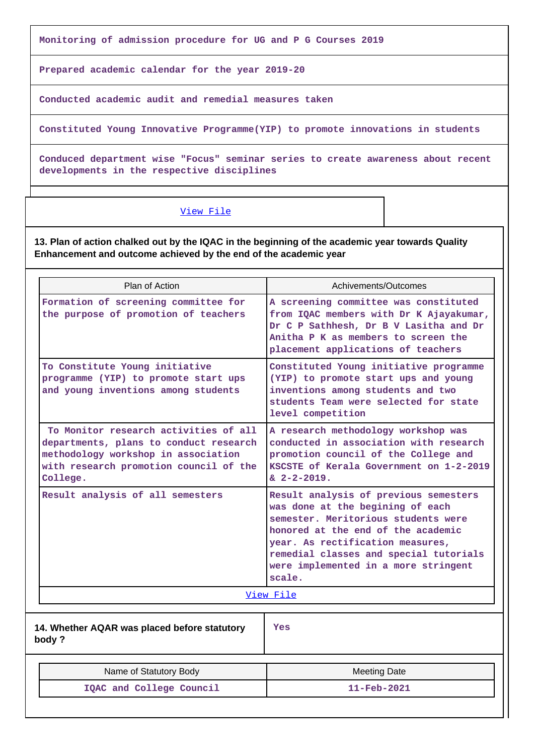| |
|---|
| Monitoring of admission procedure for UG and P G Courses 2019 |
| Prepared academic calendar for the year 2019-20 |
| Conducted academic audit and remedial measures taken |
| Constituted Young Innovative Programme(YIP) to promote innovations in students |
| Conduced department wise "Focus" seminar series to create awareness about recent developments in the respective disciplines |

View File

**13. Plan of action chalked out by the IQAC in the beginning of the academic year towards Quality Enhancement and outcome achieved by the end of the academic year**

| Plan of Action | Achivements/Outcomes |
|---|---|
| Formation of screening committee for the purpose of promotion of teachers | A screening committee was constituted from IQAC members with Dr K Ajayakumar, Dr C P Sathhesh, Dr B V Lasitha and Dr Anitha P K as members to screen the placement applications of teachers |
| To Constitute Young initiative programme (YIP) to promote start ups and young inventions among students | Constituted Young initiative programme (YIP) to promote start ups and young inventions among students and two students Team were selected for state level competition |
| To Monitor research activities of all departments, plans to conduct research methodology workshop in association with research promotion council of the College. | A research methodology workshop was conducted in association with research promotion council of the College and KSCSTE of Kerala Government on 1-2-2019 & 2-2-2019. |
| Result analysis of all semesters | Result analysis of previous semesters was done at the begining of each semester. Meritorious students were honored at the end of the academic year. As rectification measures, remedial classes and special tutorials were implemented in a more stringent scale. |

View File

| 14. Whether AQAR was placed before statutory body ? | Yes |
|---|---|

| Name of Statutory Body | Meeting Date |
|---|---|
| IQAC and College Council | 11-Feb-2021 |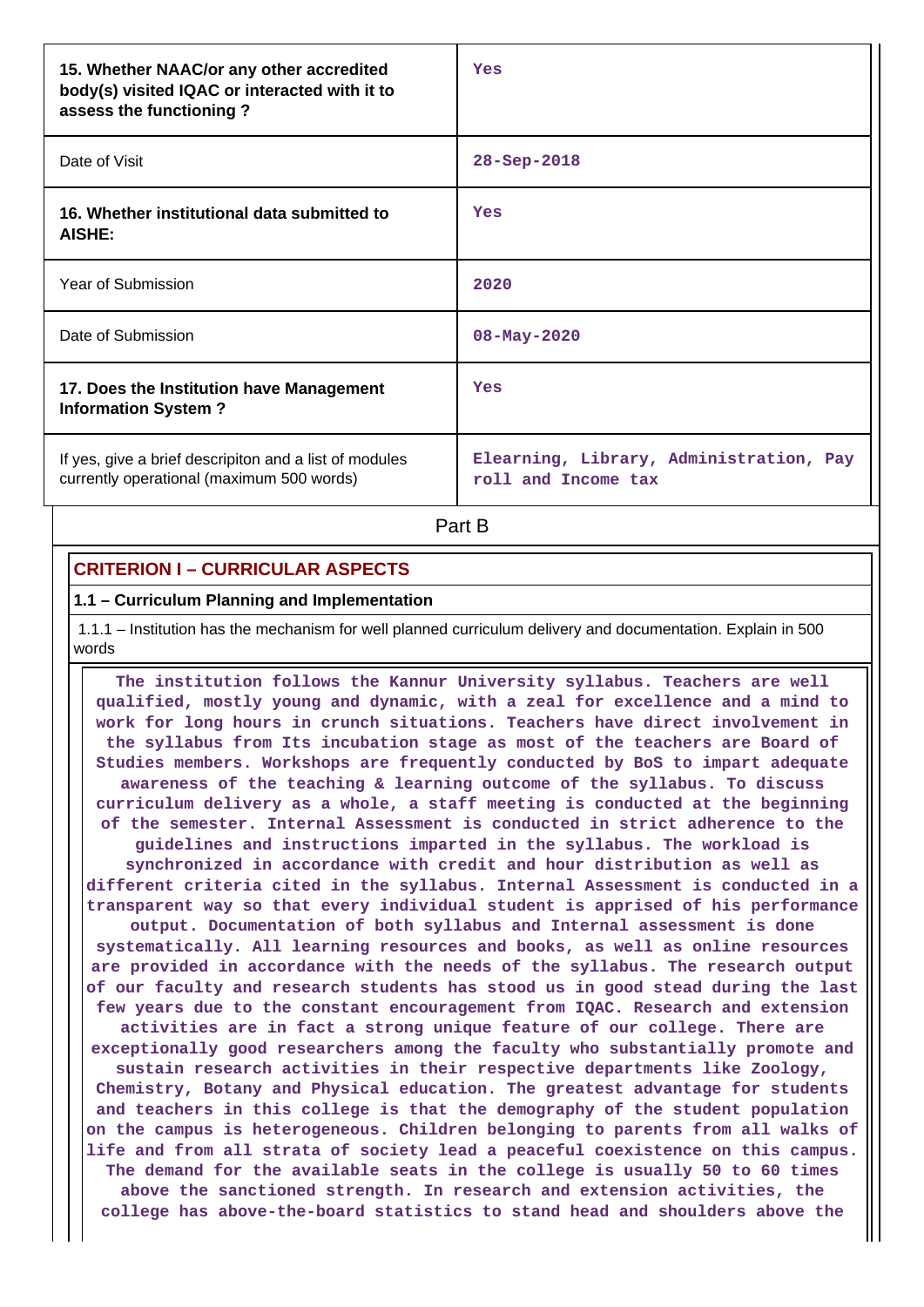| | |
|---|---|
| **15. Whether NAAC/or any other accredited body(s) visited IQAC or interacted with it to assess the functioning ?** | Yes |
| Date of Visit | 28-Sep-2018 |
| **16. Whether institutional data submitted to AISHE:** | Yes |
| Year of Submission | 2020 |
| Date of Submission | 08-May-2020 |
| **17. Does the Institution have Management Information System ?** | Yes |
| If yes, give a brief descripiton and a list of modules currently operational (maximum 500 words) | Elearning, Library, Administration, Pay roll and Income tax |

Part B

## CRITERION I – CURRICULAR ASPECTS

### 1.1 – Curriculum Planning and Implementation

1.1.1 – Institution has the mechanism for well planned curriculum delivery and documentation. Explain in 500 words

The institution follows the Kannur University syllabus. Teachers are well qualified, mostly young and dynamic, with a zeal for excellence and a mind to work for long hours in crunch situations. Teachers have direct involvement in the syllabus from Its incubation stage as most of the teachers are Board of Studies members. Workshops are frequently conducted by BoS to impart adequate awareness of the teaching & learning outcome of the syllabus. To discuss curriculum delivery as a whole, a staff meeting is conducted at the beginning of the semester. Internal Assessment is conducted in strict adherence to the guidelines and instructions imparted in the syllabus. The workload is synchronized in accordance with credit and hour distribution as well as different criteria cited in the syllabus. Internal Assessment is conducted in a transparent way so that every individual student is apprised of his performance output. Documentation of both syllabus and Internal assessment is done systematically. All learning resources and books, as well as online resources are provided in accordance with the needs of the syllabus. The research output of our faculty and research students has stood us in good stead during the last few years due to the constant encouragement from IQAC. Research and extension activities are in fact a strong unique feature of our college. There are exceptionally good researchers among the faculty who substantially promote and sustain research activities in their respective departments like Zoology, Chemistry, Botany and Physical education. The greatest advantage for students and teachers in this college is that the demography of the student population on the campus is heterogeneous. Children belonging to parents from all walks of life and from all strata of society lead a peaceful coexistence on this campus. The demand for the available seats in the college is usually 50 to 60 times above the sanctioned strength. In research and extension activities, the college has above-the-board statistics to stand head and shoulders above the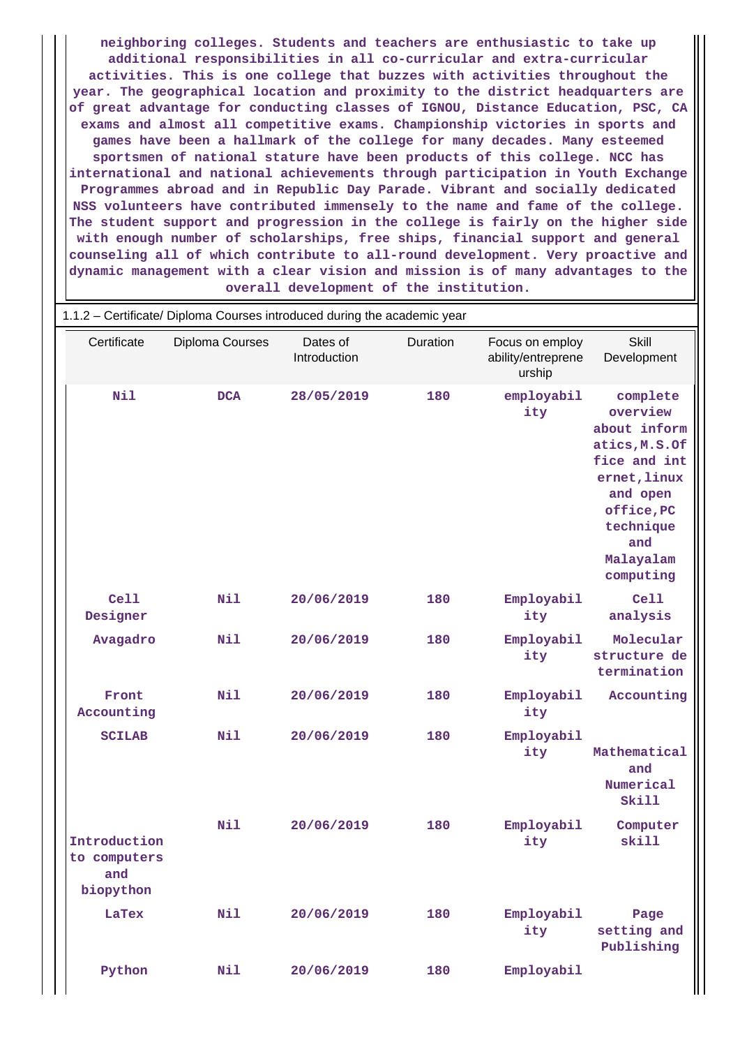neighboring colleges. Students and teachers are enthusiastic to take up additional responsibilities in all co-curricular and extra-curricular activities. This is one college that buzzes with activities throughout the year. The geographical location and proximity to the district headquarters are of great advantage for conducting classes of IGNOU, Distance Education, PSC, CA exams and almost all competitive exams. Championship victories in sports and games have been a hallmark of the college for many decades. Many esteemed sportsmen of national stature have been products of this college. NCC has international and national achievements through participation in Youth Exchange Programmes abroad and in Republic Day Parade. Vibrant and socially dedicated NSS volunteers have contributed immensely to the name and fame of the college. The student support and progression in the college is fairly on the higher side with enough number of scholarships, free ships, financial support and general counseling all of which contribute to all-round development. Very proactive and dynamic management with a clear vision and mission is of many advantages to the overall development of the institution.

1.1.2 – Certificate/ Diploma Courses introduced during the academic year

| Certificate | Diploma Courses | Dates of Introduction | Duration | Focus on employ ability/entrepreneurship | Skill Development |
|---|---|---|---|---|---|
| Nil | DCA | 28/05/2019 | 180 | employability | complete overview about informatics,M.S.Office and internet,linux and open office,PC technique and Malayalam computing |
| Cell Designer | Nil | 20/06/2019 | 180 | Employability | Cell analysis |
| Avagadro | Nil | 20/06/2019 | 180 | Employability | Molecular structure determination |
| Front Accounting | Nil | 20/06/2019 | 180 | Employability | Accounting |
| SCILAB | Nil | 20/06/2019 | 180 | Employability | Mathematical and Numerical Skill |
| Introduction to computers and biopython | Nil | 20/06/2019 | 180 | Employability | Computer skill |
| LaTex | Nil | 20/06/2019 | 180 | Employability | Page setting and Publishing |
| Python | Nil | 20/06/2019 | 180 | Employabil | |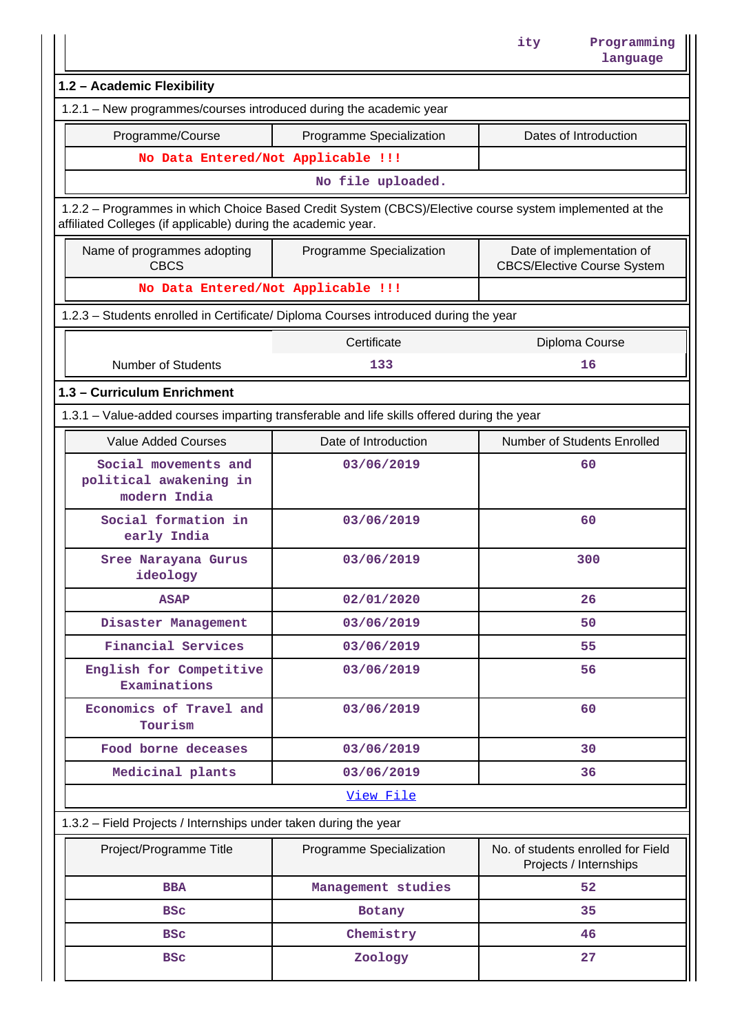| | | ity | Programming language |
|---|---|---|---|

## 1.2 – Academic Flexibility

1.2.1 – New programmes/courses introduced during the academic year

| Programme/Course | Programme Specialization | Dates of Introduction |
|---|---|---|
| No Data Entered/Not Applicable !!! | | |
| No file uploaded. | | |

1.2.2 – Programmes in which Choice Based Credit System (CBCS)/Elective course system implemented at the affiliated Colleges (if applicable) during the academic year.

| Name of programmes adopting CBCS | Programme Specialization | Date of implementation of CBCS/Elective Course System |
|---|---|---|
| No Data Entered/Not Applicable !!! | | |

1.2.3 – Students enrolled in Certificate/ Diploma Courses introduced during the year

| | Certificate | Diploma Course |
|---|---|---|
| Number of Students | 133 | 16 |

## 1.3 – Curriculum Enrichment

1.3.1 – Value-added courses imparting transferable and life skills offered during the year

| Value Added Courses | Date of Introduction | Number of Students Enrolled |
|---|---|---|
| Social movements and political awakening in modern India | 03/06/2019 | 60 |
| Social formation in early India | 03/06/2019 | 60 |
| Sree Narayana Gurus ideology | 03/06/2019 | 300 |
| ASAP | 02/01/2020 | 26 |
| Disaster Management | 03/06/2019 | 50 |
| Financial Services | 03/06/2019 | 55 |
| English for Competitive Examinations | 03/06/2019 | 56 |
| Economics of Travel and Tourism | 03/06/2019 | 60 |
| Food borne deceases | 03/06/2019 | 30 |
| Medicinal plants | 03/06/2019 | 36 |
| View File | | |

1.3.2 – Field Projects / Internships under taken during the year

| Project/Programme Title | Programme Specialization | No. of students enrolled for Field Projects / Internships |
|---|---|---|
| BBA | Management studies | 52 |
| BSc | Botany | 35 |
| BSc | Chemistry | 46 |
| BSc | Zoology | 27 |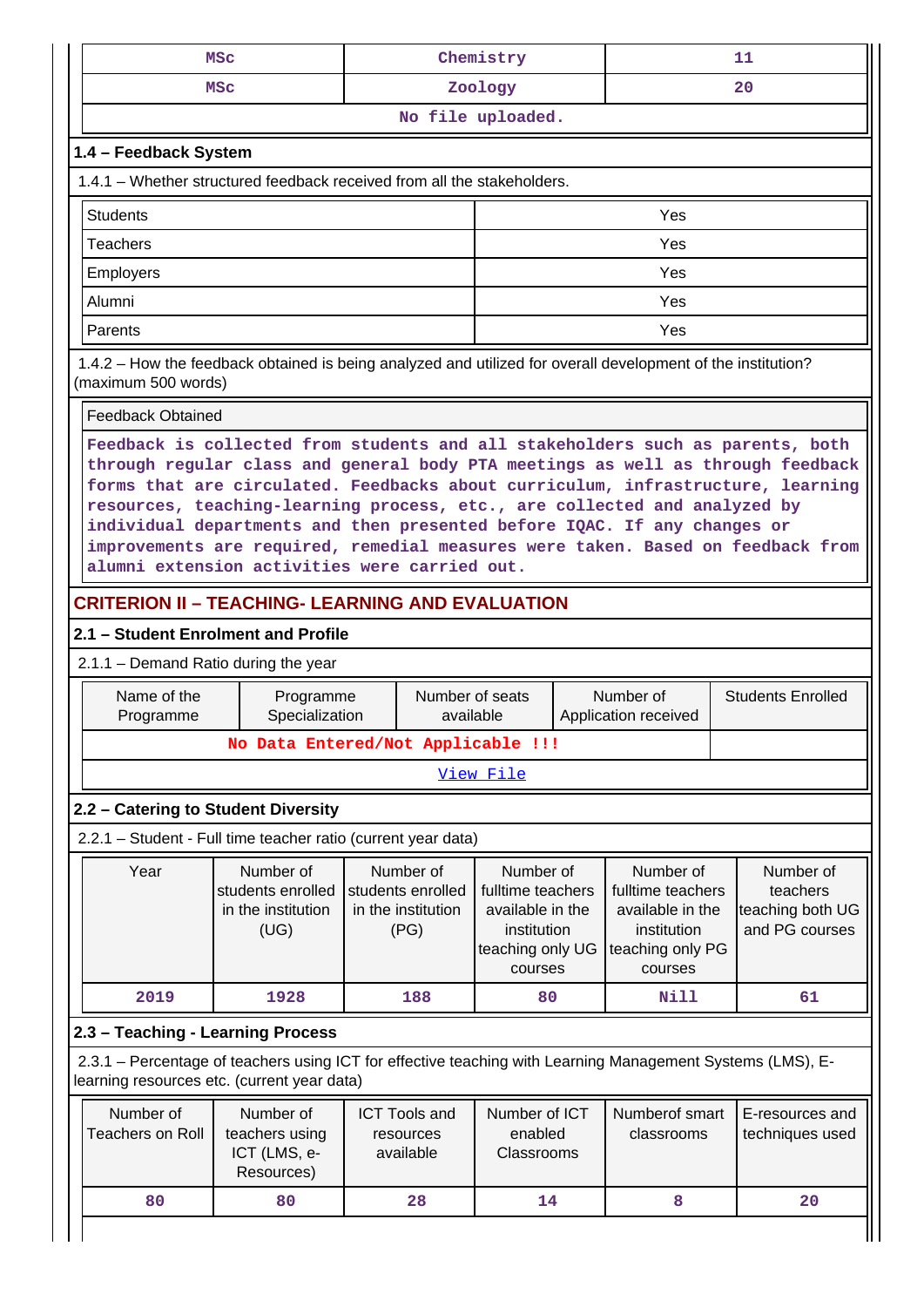| MSc | Chemistry | 11 |
|---|---|---|
| MSc | Zoology | 20 |
| No file uploaded. | | |

### 1.4 – Feedback System

1.4.1 – Whether structured feedback received from all the stakeholders.

| Students | Yes |
|---|---|
| Teachers | Yes |
| Employers | Yes |
| Alumni | Yes |
| Parents | Yes |

1.4.2 – How the feedback obtained is being analyzed and utilized for overall development of the institution? (maximum 500 words)

| Feedback Obtained |
|---|
| Feedback is collected from students and all stakeholders such as parents, both through regular class and general body PTA meetings as well as through feedback forms that are circulated. Feedbacks about curriculum, infrastructure, learning resources, teaching-learning process, etc., are collected and analyzed by individual departments and then presented before IQAC. If any changes or improvements are required, remedial measures were taken. Based on feedback from alumni extension activities were carried out. |

## CRITERION II – TEACHING- LEARNING AND EVALUATION

### 2.1 – Student Enrolment and Profile

2.1.1 – Demand Ratio during the year

| Name of the Programme | Programme Specialization | Number of seats available | Number of Application received | Students Enrolled |
|---|---|---|---|---|
| No Data Entered/Not Applicable !!! | | | | |
| View File | | | | |

### 2.2 – Catering to Student Diversity

2.2.1 – Student - Full time teacher ratio (current year data)

| Year | Number of students enrolled in the institution (UG) | Number of students enrolled in the institution (PG) | Number of fulltime teachers available in the institution teaching only UG courses | Number of fulltime teachers available in the institution teaching only PG courses | Number of teachers teaching both UG and PG courses |
|---|---|---|---|---|---|
| 2019 | 1928 | 188 | 80 | Nill | 61 |

### 2.3 – Teaching - Learning Process

2.3.1 – Percentage of teachers using ICT for effective teaching with Learning Management Systems (LMS), E-learning resources etc. (current year data)

| Number of Teachers on Roll | Number of teachers using ICT (LMS, e-Resources) | ICT Tools and resources available | Number of ICT enabled Classrooms | Numberof smart classrooms | E-resources and techniques used |
|---|---|---|---|---|---|
| 80 | 80 | 28 | 14 | 8 | 20 |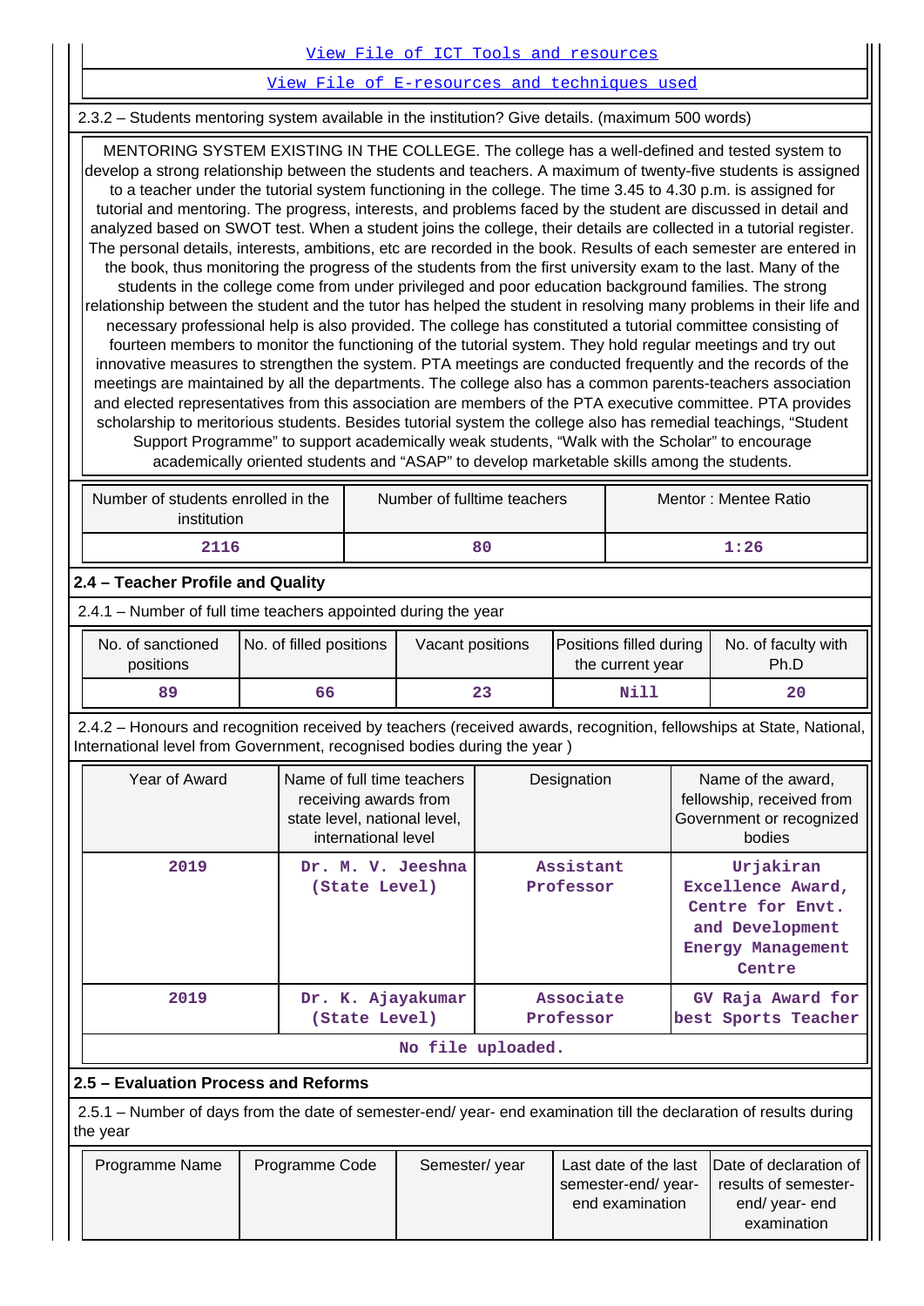[View File of ICT Tools and resources](#)

[View File of E-resources and techniques used](#)

2.3.2 – Students mentoring system available in the institution? Give details. (maximum 500 words)

MENTORING SYSTEM EXISTING IN THE COLLEGE. The college has a well-defined and tested system to develop a strong relationship between the students and teachers. A maximum of twenty-five students is assigned to a teacher under the tutorial system functioning in the college. The time 3.45 to 4.30 p.m. is assigned for tutorial and mentoring. The progress, interests, and problems faced by the student are discussed in detail and analyzed based on SWOT test. When a student joins the college, their details are collected in a tutorial register. The personal details, interests, ambitions, etc are recorded in the book. Results of each semester are entered in the book, thus monitoring the progress of the students from the first university exam to the last. Many of the students in the college come from under privileged and poor education background families. The strong relationship between the student and the tutor has helped the student in resolving many problems in their life and necessary professional help is also provided. The college has constituted a tutorial committee consisting of fourteen members to monitor the functioning of the tutorial system. They hold regular meetings and try out innovative measures to strengthen the system. PTA meetings are conducted frequently and the records of the meetings are maintained by all the departments. The college also has a common parents-teachers association and elected representatives from this association are members of the PTA executive committee. PTA provides scholarship to meritorious students. Besides tutorial system the college also has remedial teachings, "Student Support Programme" to support academically weak students, "Walk with the Scholar" to encourage academically oriented students and "ASAP" to develop marketable skills among the students.

| Number of students enrolled in the institution | Number of fulltime teachers | Mentor : Mentee Ratio |
|---|---|---|
| 2116 | 80 | 1:26 |

## 2.4 – Teacher Profile and Quality

2.4.1 – Number of full time teachers appointed during the year

| No. of sanctioned positions | No. of filled positions | Vacant positions | Positions filled during the current year | No. of faculty with Ph.D |
|---|---|---|---|---|
| 89 | 66 | 23 | Nill | 20 |

2.4.2 – Honours and recognition received by teachers (received awards, recognition, fellowships at State, National, International level from Government, recognised bodies during the year )

| Year of Award | Name of full time teachers receiving awards from state level, national level, international level | Designation | Name of the award, fellowship, received from Government or recognized bodies |
|---|---|---|---|
| 2019 | Dr. M. V. Jeeshna (State Level) | Assistant Professor | Urjakiran Excellence Award, Centre for Envt. and Development Energy Management Centre |
| 2019 | Dr. K. Ajayakumar (State Level) | Associate Professor | GV Raja Award for best Sports Teacher |
| No file uploaded. | | | |

## 2.5 – Evaluation Process and Reforms

2.5.1 – Number of days from the date of semester-end/ year- end examination till the declaration of results during the year

| Programme Name | Programme Code | Semester/ year | Last date of the last semester-end/ year- end examination | Date of declaration of results of semester-end/ year- end examination |
|---|---|---|---|---|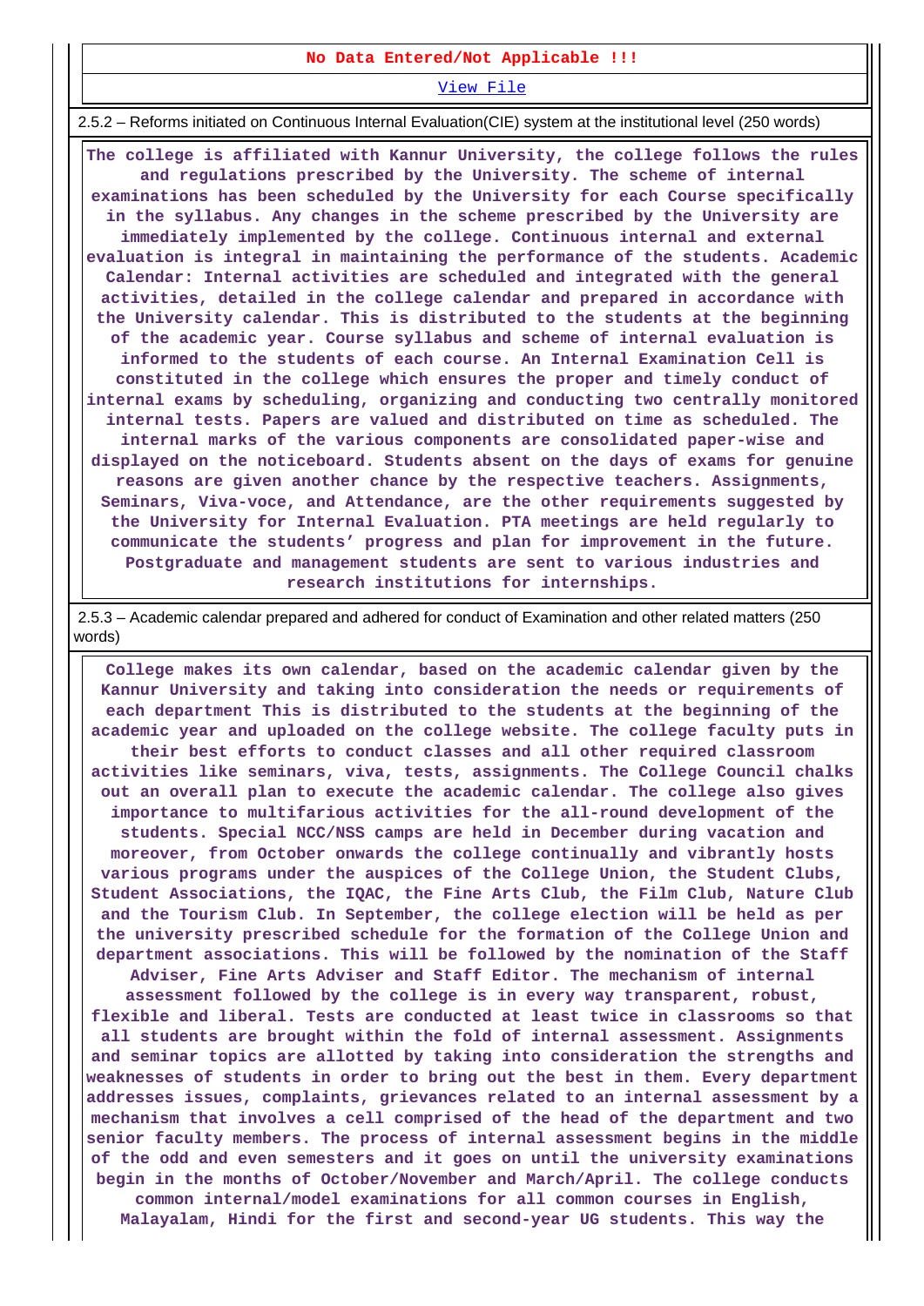**No Data Entered/Not Applicable !!!**

View File

2.5.2 – Reforms initiated on Continuous Internal Evaluation(CIE) system at the institutional level (250 words)

**The college is affiliated with Kannur University, the college follows the rules and regulations prescribed by the University. The scheme of internal examinations has been scheduled by the University for each Course specifically in the syllabus. Any changes in the scheme prescribed by the University are immediately implemented by the college. Continuous internal and external evaluation is integral in maintaining the performance of the students. Academic Calendar: Internal activities are scheduled and integrated with the general activities, detailed in the college calendar and prepared in accordance with the University calendar. This is distributed to the students at the beginning of the academic year. Course syllabus and scheme of internal evaluation is informed to the students of each course. An Internal Examination Cell is constituted in the college which ensures the proper and timely conduct of internal exams by scheduling, organizing and conducting two centrally monitored internal tests. Papers are valued and distributed on time as scheduled. The internal marks of the various components are consolidated paper-wise and displayed on the noticeboard. Students absent on the days of exams for genuine reasons are given another chance by the respective teachers. Assignments, Seminars, Viva-voce, and Attendance, are the other requirements suggested by the University for Internal Evaluation. PTA meetings are held regularly to communicate the students' progress and plan for improvement in the future. Postgraduate and management students are sent to various industries and research institutions for internships.**

2.5.3 – Academic calendar prepared and adhered for conduct of Examination and other related matters (250 words)

**College makes its own calendar, based on the academic calendar given by the Kannur University and taking into consideration the needs or requirements of each department This is distributed to the students at the beginning of the academic year and uploaded on the college website. The college faculty puts in their best efforts to conduct classes and all other required classroom activities like seminars, viva, tests, assignments. The College Council chalks out an overall plan to execute the academic calendar. The college also gives importance to multifarious activities for the all-round development of the students. Special NCC/NSS camps are held in December during vacation and moreover, from October onwards the college continually and vibrantly hosts various programs under the auspices of the College Union, the Student Clubs, Student Associations, the IQAC, the Fine Arts Club, the Film Club, Nature Club and the Tourism Club. In September, the college election will be held as per the university prescribed schedule for the formation of the College Union and department associations. This will be followed by the nomination of the Staff Adviser, Fine Arts Adviser and Staff Editor. The mechanism of internal assessment followed by the college is in every way transparent, robust, flexible and liberal. Tests are conducted at least twice in classrooms so that all students are brought within the fold of internal assessment. Assignments and seminar topics are allotted by taking into consideration the strengths and weaknesses of students in order to bring out the best in them. Every department addresses issues, complaints, grievances related to an internal assessment by a mechanism that involves a cell comprised of the head of the department and two senior faculty members. The process of internal assessment begins in the middle of the odd and even semesters and it goes on until the university examinations begin in the months of October/November and March/April. The college conducts common internal/model examinations for all common courses in English, Malayalam, Hindi for the first and second-year UG students. This way the**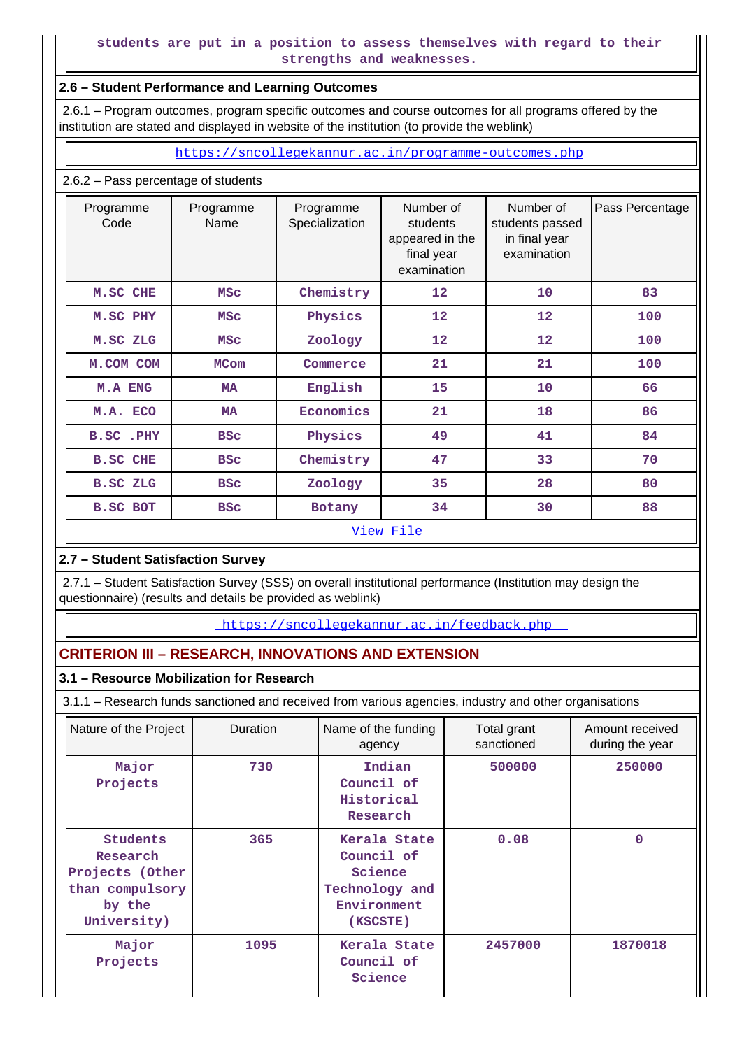students are put in a position to assess themselves with regard to their strengths and weaknesses.

## 2.6 – Student Performance and Learning Outcomes

2.6.1 – Program outcomes, program specific outcomes and course outcomes for all programs offered by the institution are stated and displayed in website of the institution (to provide the weblink)

https://sncollegekannur.ac.in/programme-outcomes.php

2.6.2 – Pass percentage of students

| Programme Code | Programme Name | Programme Specialization | Number of students appeared in the final year examination | Number of students passed in final year examination | Pass Percentage |
|---|---|---|---|---|---|
| M.SC CHE | MSc | Chemistry | 12 | 10 | 83 |
| M.SC PHY | MSc | Physics | 12 | 12 | 100 |
| M.SC ZLG | MSc | Zoology | 12 | 12 | 100 |
| M.COM COM | MCom | Commerce | 21 | 21 | 100 |
| M.A ENG | MA | English | 15 | 10 | 66 |
| M.A. ECO | MA | Economics | 21 | 18 | 86 |
| B.SC .PHY | BSc | Physics | 49 | 41 | 84 |
| B.SC CHE | BSc | Chemistry | 47 | 33 | 70 |
| B.SC ZLG | BSc | Zoology | 35 | 28 | 80 |
| B.SC BOT | BSc | Botany | 34 | 30 | 88 |

View File

## 2.7 – Student Satisfaction Survey

2.7.1 – Student Satisfaction Survey (SSS) on overall institutional performance (Institution may design the questionnaire) (results and details be provided as weblink)

https://sncollegekannur.ac.in/feedback.php

# CRITERION III – RESEARCH, INNOVATIONS AND EXTENSION

## 3.1 – Resource Mobilization for Research

3.1.1 – Research funds sanctioned and received from various agencies, industry and other organisations

| Nature of the Project | Duration | Name of the funding agency | Total grant sanctioned | Amount received during the year |
|---|---|---|---|---|
| Major Projects | 730 | Indian Council of Historical Research | 500000 | 250000 |
| Students Research Projects (Other than compulsory by the University) | 365 | Kerala State Council of Science Technology and Environment (KSCSTE) | 0.08 | 0 |
| Major Projects | 1095 | Kerala State Council of Science | 2457000 | 1870018 |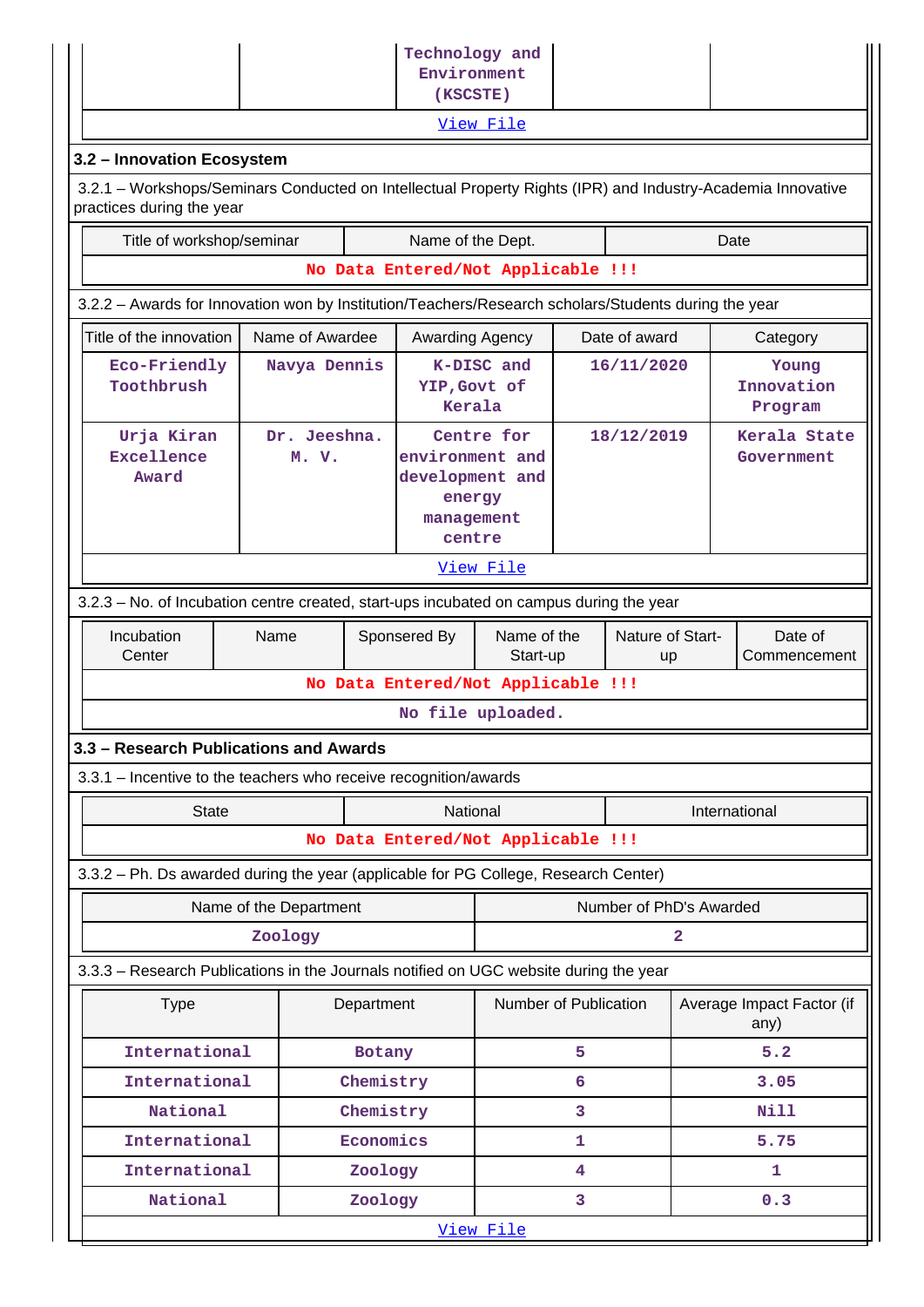| | | Technology and Environment (KSCSTE) | | |
|---|---|---|---|---|
| View File | | | | |

### 3.2 – Innovation Ecosystem

3.2.1 – Workshops/Seminars Conducted on Intellectual Property Rights (IPR) and Industry-Academia Innovative practices during the year

| Title of workshop/seminar | Name of the Dept. | Date |
|---|---|---|
| No Data Entered/Not Applicable !!! | | |

3.2.2 – Awards for Innovation won by Institution/Teachers/Research scholars/Students during the year

| Title of the innovation | Name of Awardee | Awarding Agency | Date of award | Category |
|---|---|---|---|---|
| Eco-Friendly Toothbrush | Navya Dennis | K-DISC and YIP,Govt of Kerala | 16/11/2020 | Young Innovation Program |
| Urja Kiran Excellence Award | Dr. Jeeshna. M. V. | Centre for environment and development and energy management centre | 18/12/2019 | Kerala State Government |
| View File | | | | |

3.2.3 – No. of Incubation centre created, start-ups incubated on campus during the year

| Incubation Center | Name | Sponsered By | Name of the Start-up | Nature of Start-up | Date of Commencement |
|---|---|---|---|---|---|
| No Data Entered/Not Applicable !!! | | | | | |
| No file uploaded. | | | | | |

### 3.3 – Research Publications and Awards

3.3.1 – Incentive to the teachers who receive recognition/awards

| State | National | International |
|---|---|---|
| No Data Entered/Not Applicable !!! | | |

3.3.2 – Ph. Ds awarded during the year (applicable for PG College, Research Center)

| Name of the Department | Number of PhD's Awarded |
|---|---|
| Zoology | 2 |

3.3.3 – Research Publications in the Journals notified on UGC website during the year

| Type | Department | Number of Publication | Average Impact Factor (if any) |
|---|---|---|---|
| International | Botany | 5 | 5.2 |
| International | Chemistry | 6 | 3.05 |
| National | Chemistry | 3 | Nill |
| International | Economics | 1 | 5.75 |
| International | Zoology | 4 | 1 |
| National | Zoology | 3 | 0.3 |
| View File | | | |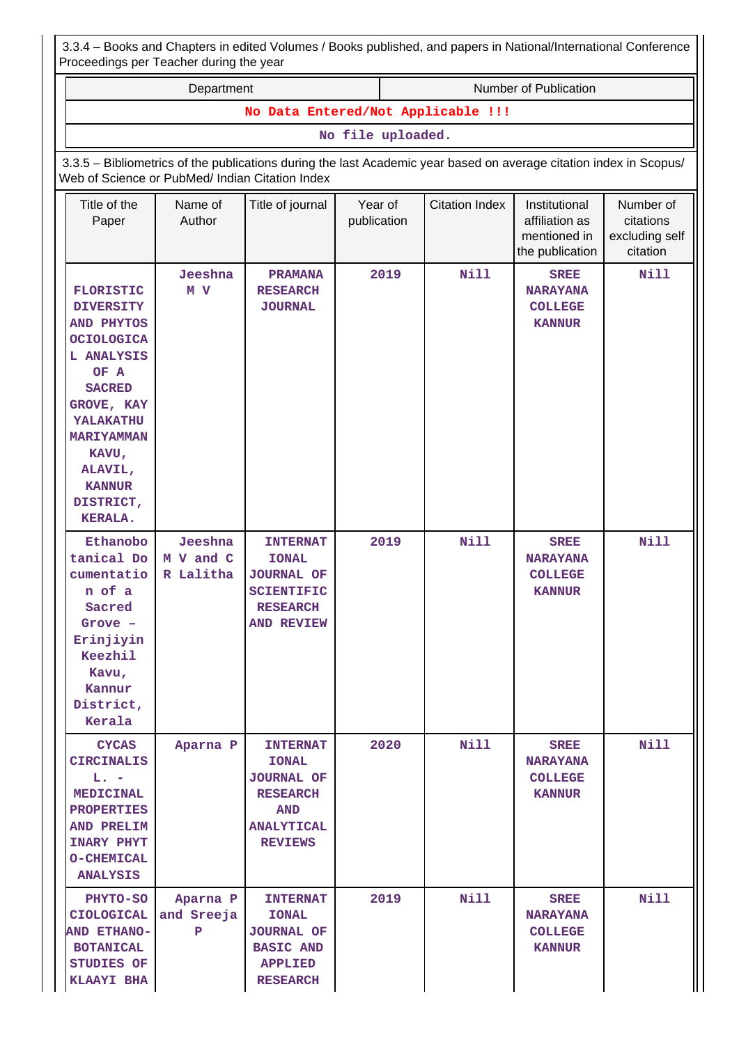3.3.4 – Books and Chapters in edited Volumes / Books published, and papers in National/International Conference Proceedings per Teacher during the year

| Department | Number of Publication |
|---|---|
| No Data Entered/Not Applicable !!! | |
| No file uploaded. | |

3.3.5 – Bibliometrics of the publications during the last Academic year based on average citation index in Scopus/ Web of Science or PubMed/ Indian Citation Index

| Title of the Paper | Name of Author | Title of journal | Year of publication | Citation Index | Institutional affiliation as mentioned in the publication | Number of citations excluding self citation |
|---|---|---|---|---|---|---|
| FLORISTIC DIVERSITY AND PHYTOSOCIOLOGICAL ANALYSIS OF A SACRED GROVE, KAYYALAKATHU MARIYAMMAN KAVU, ALAVIL, KANNUR DISTRICT, KERALA. | Jeeshna M V | PRAMANA RESEARCH JOURNAL | 2019 | Nill | SREE NARAYANA COLLEGE KANNUR | Nill |
| Ethanobotanical Documentation of a Sacred Grove – Erinjiyin Keezhil Kavu, Kannur District, Kerala | Jeeshna M V and C R Lalitha | INTERNATIONAL JOURNAL OF SCIENTIFIC RESEARCH AND REVIEW | 2019 | Nill | SREE NARAYANA COLLEGE KANNUR | Nill |
| CYCAS CIRCINALIS L. - MEDICINAL PROPERTIES AND PRELIMINARY PHYTO-CHEMICAL ANALYSIS | Aparna P | INTERNATIONAL JOURNAL OF RESEARCH AND ANALYTICAL REVIEWS | 2020 | Nill | SREE NARAYANA COLLEGE KANNUR | Nill |
| PHYTO-SOCIOLOGICAL AND ETHANO-BOTANICAL STUDIES OF KLAAYI BHA | Aparna P and Sreeja P | INTERNATIONAL JOURNAL OF BASIC AND APPLIED RESEARCH | 2019 | Nill | SREE NARAYANA COLLEGE KANNUR | Nill |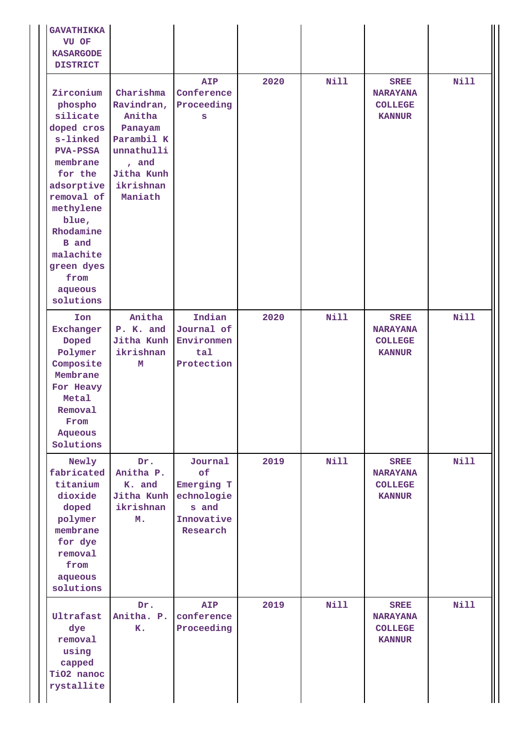| | | | | | | |
|---|---|---|---|---|---|---|
| GAVATHIKKAVU OF KASARGODE DISTRICT | | | | | | |
| Zirconium phospho silicate doped cross-linked PVA-PSSA membrane for the adsorptive removal of methylene blue, Rhodamine B and malachite green dyes from aqueous solutions | Charishma Ravindran, Anitha Panayam Parambil Kunnathulli, and Jitha Kunhikrishnan Maniath | AIP Conference Proceedings | 2020 | Nill | SREE NARAYANA COLLEGE KANNUR | Nill |
| Ion Exchanger Doped Polymer Composite Membrane For Heavy Metal Removal From Aqueous Solutions | Anitha P. K. and Jitha Kunhikrishnan M | Indian Journal of Environmental Protection | 2020 | Nill | SREE NARAYANA COLLEGE KANNUR | Nill |
| Newly fabricated titanium dioxide doped polymer membrane for dye removal from aqueous solutions | Dr. Anitha P. K. and Jitha Kunhikrishnan M. | Journal of Emerging Technologies and Innovative Research | 2019 | Nill | SREE NARAYANA COLLEGE KANNUR | Nill |
| Ultrafast dye removal using capped TiO2 nanocrystallite | Dr. Anitha. P. K. | AIP conference Proceeding | 2019 | Nill | SREE NARAYANA COLLEGE KANNUR | Nill |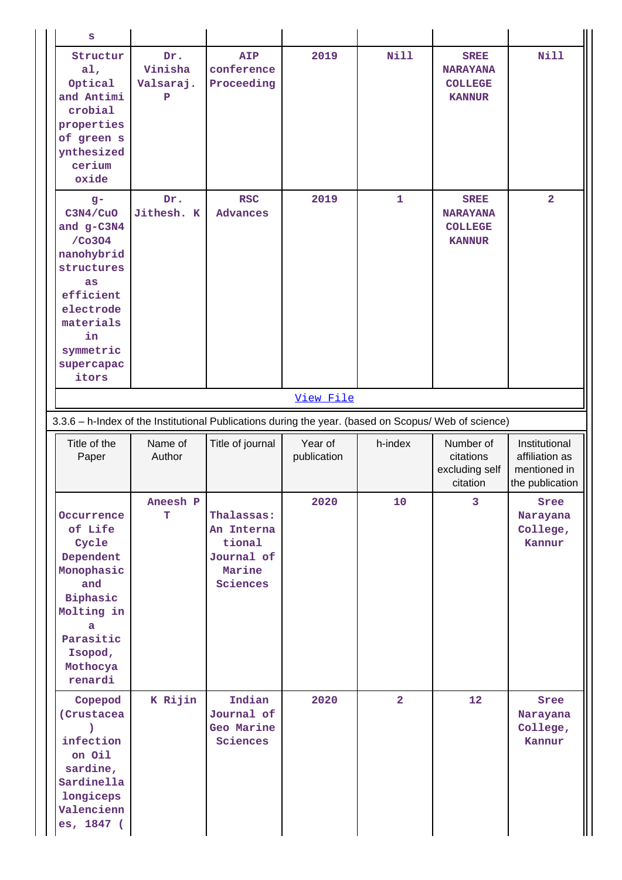| s | | | | | | |
|---|---|---|---|---|---|---|
| Structural, Optical and Antimicrobial properties of green synthesized cerium oxide | Dr. Vinisha Valsaraj. P | AIP conference Proceeding | 2019 | Nill | SREE NARAYANA COLLEGE KANNUR | Nill |
| g-C3N4/CuO and g-C3N4/Co3O4 nanohybrid structures as efficient electrode materials in symmetric supercapacitors | Dr. Jithesh. K | RSC Advances | 2019 | 1 | SREE NARAYANA COLLEGE KANNUR | 2 |

View File

3.3.6 – h-Index of the Institutional Publications during the year. (based on Scopus/ Web of science)

| Title of the Paper | Name of Author | Title of journal | Year of publication | h-index | Number of citations excluding self citation | Institutional affiliation as mentioned in the publication |
|---|---|---|---|---|---|---|
| Occurrence of Life Cycle Dependent Monophasic and Biphasic Molting in a Parasitic Isopod, Mothocya renardi | Aneesh P T | Thalassas: An International Journal of Marine Sciences | 2020 | 10 | 3 | Sree Narayana College, Kannur |
| Copepod (Crustacea) infection on Oil sardine, Sardinella longiceps Valenciennes, 1847 ( | K Rijin | Indian Journal of Geo Marine Sciences | 2020 | 2 | 12 | Sree Narayana College, Kannur |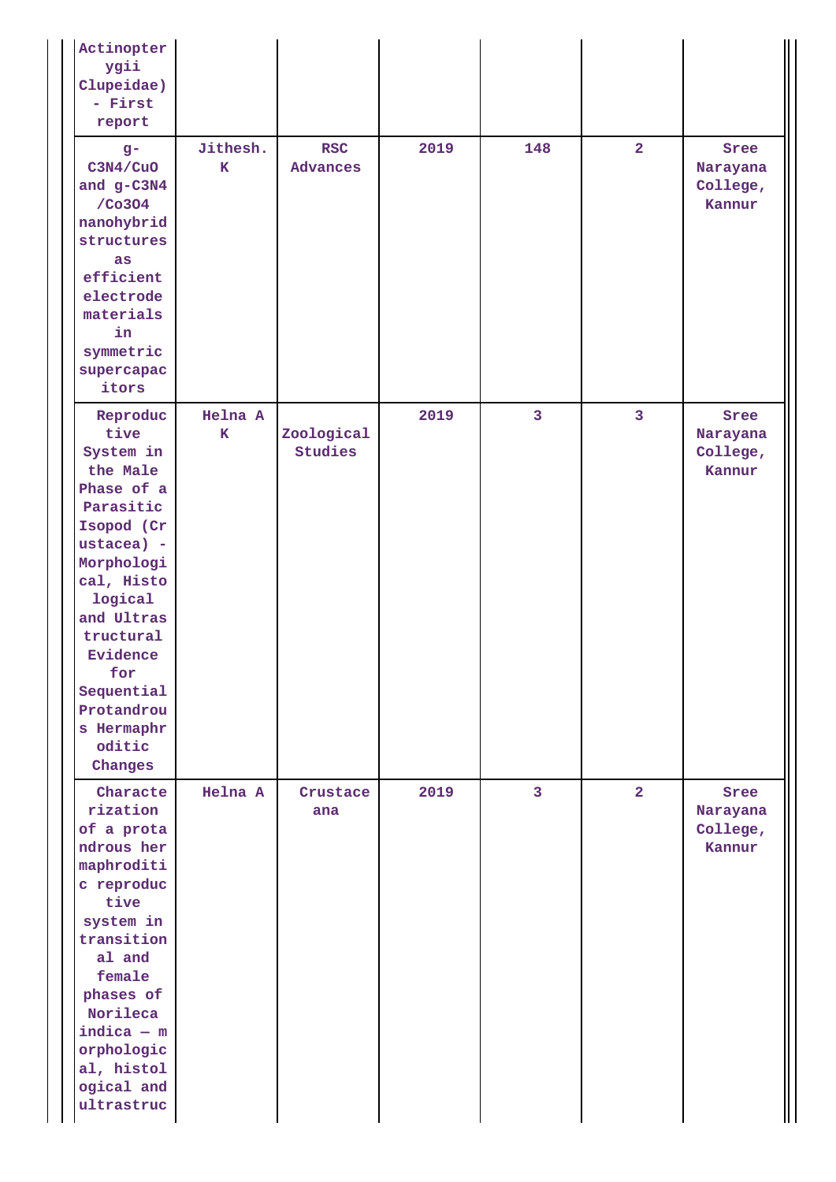| | | | | | | |
|---|---|---|---|---|---|---|
| Actinopterygii Clupeidae) - First report | | | | | | |
| g-$C_3N_4$/CuO and g-$C_3N_4$/$Co_3O_4$ nanohybrid structures as efficient electrode materials in symmetric supercapacitors | Jithesh. K | RSC Advances | 2019 | 148 | 2 | Sree Narayana College, Kannur |
| Reproductive System in the Male Phase of a Parasitic Isopod (Crustacea) - Morphological, Histological and Ultrastructural Evidence for Sequential Protandrous Hermaphroditic Changes | Helna A K | Zoological Studies | 2019 | 3 | 3 | Sree Narayana College, Kannur |
| Characterization of a protandrous hermaphroditic reproductive system in transitional and female phases of Norileca indica – morphological, histological and ultrastruc | Helna A | Crustaceana | 2019 | 3 | 2 | Sree Narayana College, Kannur |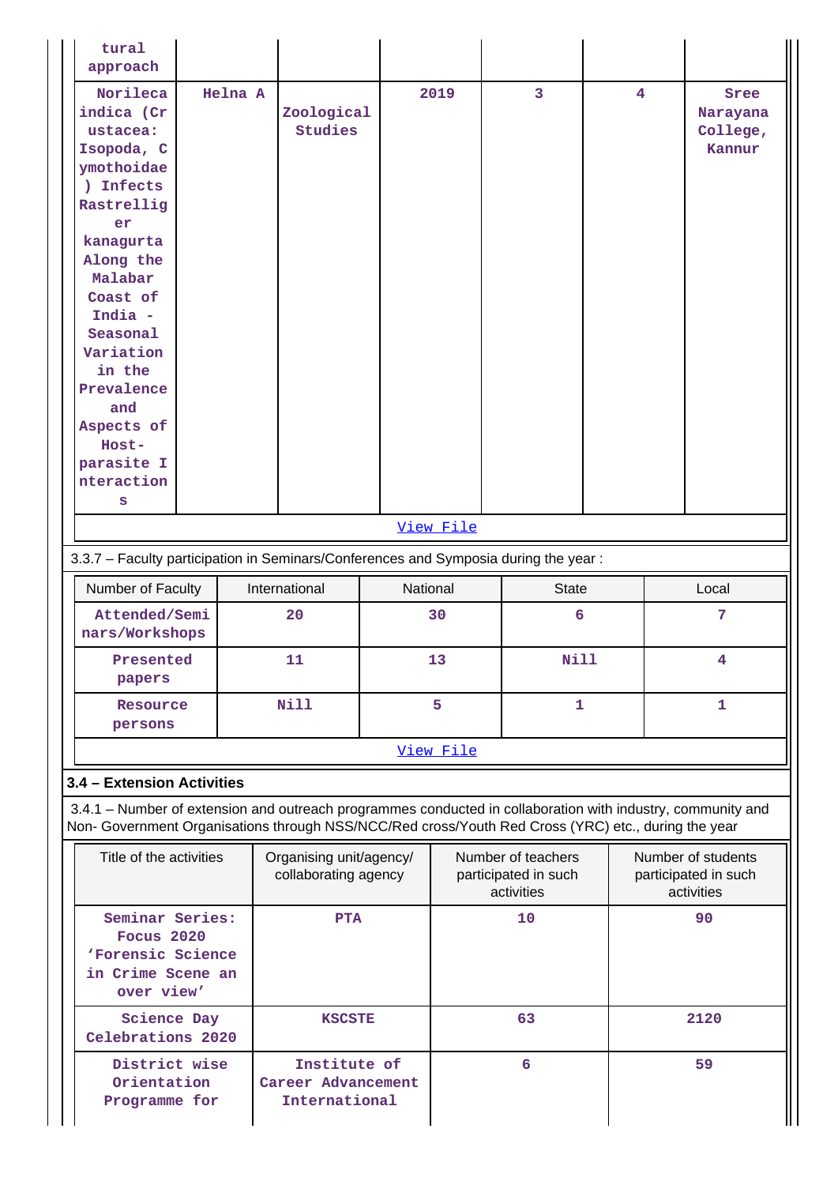| | | | | | | |
|---|---|---|---|---|---|---|
| tural approach | | | | | | |
| Norileca indica (Crustacea: Isopoda, Cymothoidae) Infects Rastrelliger kanagurta Along the Malabar Coast of India - Seasonal Variation in the Prevalence and Aspects of Host-parasite Interactions | Helna A | Zoological Studies | 2019 | 3 | 4 | Sree Narayana College, Kannur |

View File

3.3.7 – Faculty participation in Seminars/Conferences and Symposia during the year :

| Number of Faculty | International | National | State | Local |
|---|---|---|---|---|
| Attended/Seminars/Workshops | 20 | 30 | 6 | 7 |
| Presented papers | 11 | 13 | Nill | 4 |
| Resource persons | Nill | 5 | 1 | 1 |

View File

### 3.4 – Extension Activities

3.4.1 – Number of extension and outreach programmes conducted in collaboration with industry, community and Non- Government Organisations through NSS/NCC/Red cross/Youth Red Cross (YRC) etc., during the year

| Title of the activities | Organising unit/agency/ collaborating agency | Number of teachers participated in such activities | Number of students participated in such activities |
|---|---|---|---|
| Seminar Series: Focus 2020 'Forensic Science in Crime Scene an over view' | PTA | 10 | 90 |
| Science Day Celebrations 2020 | KSCSTE | 63 | 2120 |
| District wise Orientation Programme for | Institute of Career Advancement International | 6 | 59 |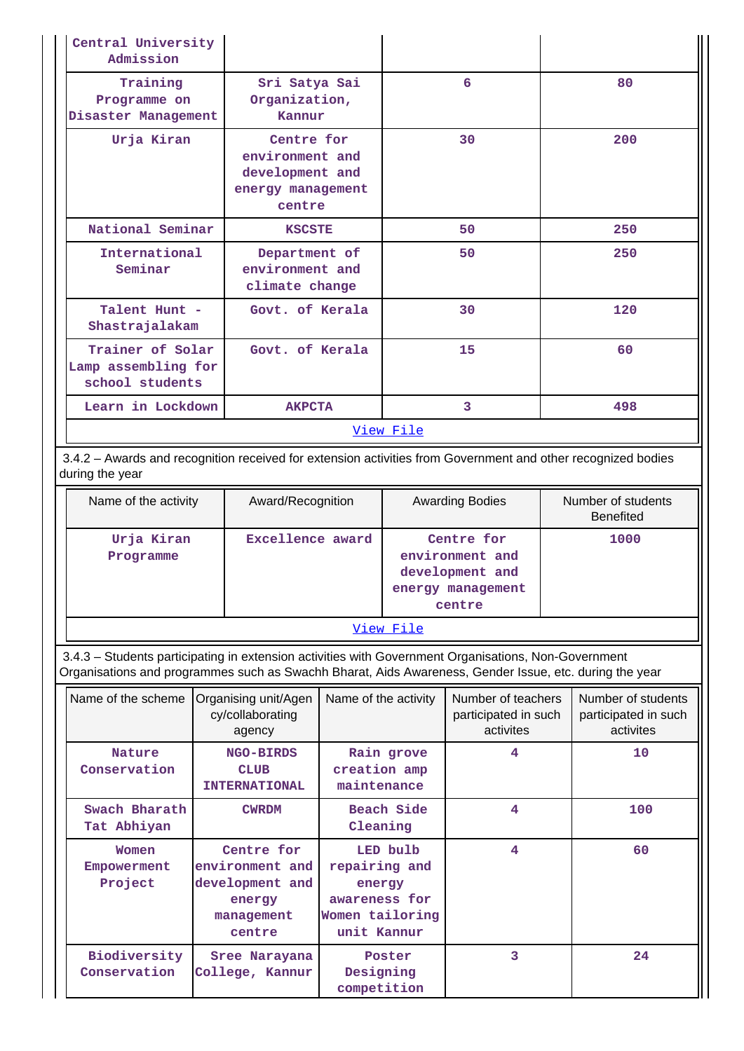| | | | |
|---|---|---|---|
| Central University Admission | | | |
| Training Programme on Disaster Management | Sri Satya Sai Organization, Kannur | 6 | 80 |
| Urja Kiran | Centre for environment and development and energy management centre | 30 | 200 |
| National Seminar | KSCSTE | 50 | 250 |
| International Seminar | Department of environment and climate change | 50 | 250 |
| Talent Hunt - Shastrajalakam | Govt. of Kerala | 30 | 120 |
| Trainer of Solar Lamp assembling for school students | Govt. of Kerala | 15 | 60 |
| Learn in Lockdown | AKPCTA | 3 | 498 |

View File

3.4.2 – Awards and recognition received for extension activities from Government and other recognized bodies during the year

| Name of the activity | Award/Recognition | Awarding Bodies | Number of students Benefited |
|---|---|---|---|
| Urja Kiran Programme | Excellence award | Centre for environment and development and energy management centre | 1000 |

View File

3.4.3 – Students participating in extension activities with Government Organisations, Non-Government Organisations and programmes such as Swachh Bharat, Aids Awareness, Gender Issue, etc. during the year

| Name of the scheme | Organising unit/Agency/collaborating agency | Name of the activity | Number of teachers participated in such activites | Number of students participated in such activites |
|---|---|---|---|---|
| Nature Conservation | NGO-BIRDS CLUB INTERNATIONAL | Rain grove creation amp maintenance | 4 | 10 |
| Swach Bharath Tat Abhiyan | CWRDM | Beach Side Cleaning | 4 | 100 |
| Women Empowerment Project | Centre for environment and development and energy management centre | LED bulb repairing and energy awareness for Women tailoring unit Kannur | 4 | 60 |
| Biodiversity Conservation | Sree Narayana College, Kannur | Poster Designing competition | 3 | 24 |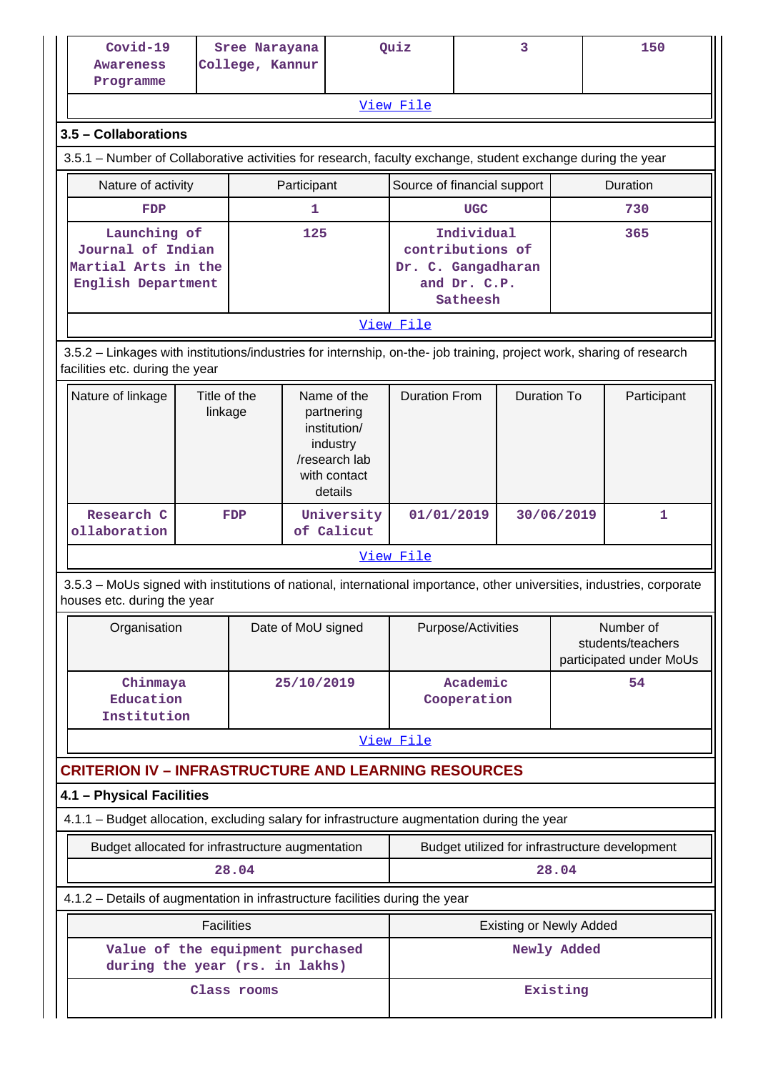| Covid-19 Awareness Programme | Sree Narayana College, Kannur | Quiz | 3 | 150 |
|---|---|---|---|---|
| View File | | | | |

### 3.5 – Collaborations

3.5.1 – Number of Collaborative activities for research, faculty exchange, student exchange during the year

| Nature of activity | Participant | Source of financial support | Duration |
|---|---|---|---|
| FDP | 1 | UGC | 730 |
| Launching of Journal of Indian Martial Arts in the English Department | 125 | Individual contributions of Dr. C. Gangadharan and Dr. C.P. Satheesh | 365 |
| View File | | | |

3.5.2 – Linkages with institutions/industries for internship, on-the- job training, project work, sharing of research facilities etc. during the year

| Nature of linkage | Title of the linkage | Name of the partnering institution/ industry /research lab with contact details | Duration From | Duration To | Participant |
|---|---|---|---|---|---|
| Research Collaboration | FDP | University of Calicut | 01/01/2019 | 30/06/2019 | 1 |
| View File | | | | | |

3.5.3 – MoUs signed with institutions of national, international importance, other universities, industries, corporate houses etc. during the year

| Organisation | Date of MoU signed | Purpose/Activities | Number of students/teachers participated under MoUs |
|---|---|---|---|
| Chinmaya Education Institution | 25/10/2019 | Academic Cooperation | 54 |
| View File | | | |

## CRITERION IV – INFRASTRUCTURE AND LEARNING RESOURCES

### 4.1 – Physical Facilities

4.1.1 – Budget allocation, excluding salary for infrastructure augmentation during the year

| Budget allocated for infrastructure augmentation | Budget utilized for infrastructure development |
|---|---|
| 28.04 | 28.04 |

4.1.2 – Details of augmentation in infrastructure facilities during the year

| Facilities | Existing or Newly Added |
|---|---|
| Value of the equipment purchased during the year (rs. in lakhs) | Newly Added |
| Class rooms | Existing |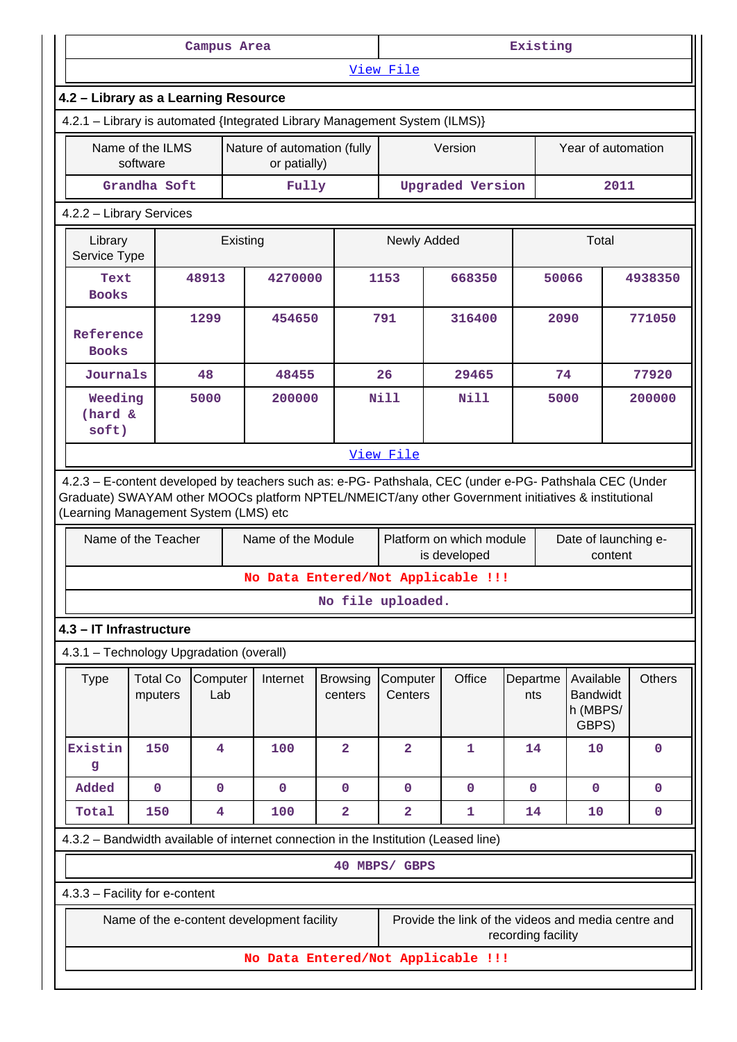| Campus Area | Existing |
|---|---|
| View File | |

## 4.2 – Library as a Learning Resource

4.2.1 – Library is automated {Integrated Library Management System (ILMS)}

| Name of the ILMS software | Nature of automation (fully or patially) | Version | Year of automation |
|---|---|---|---|
| Grandha Soft | Fully | Upgraded Version | 2011 |

4.2.2 – Library Services

| Library Service Type | Existing | | Newly Added | | Total | |
|---|---|---|---|---|---|---|
| Text Books | 48913 | 4270000 | 1153 | 668350 | 50066 | 4938350 |
| Reference Books | 1299 | 454650 | 791 | 316400 | 2090 | 771050 |
| Journals | 48 | 48455 | 26 | 29465 | 74 | 77920 |
| Weeding (hard & soft) | 5000 | 200000 | Nill | Nill | 5000 | 200000 |

View File

4.2.3 – E-content developed by teachers such as: e-PG- Pathshala, CEC (under e-PG- Pathshala CEC (Under Graduate) SWAYAM other MOOCs platform NPTEL/NMEICT/any other Government initiatives & institutional (Learning Management System (LMS) etc

| Name of the Teacher | Name of the Module | Platform on which module is developed | Date of launching e-content |
|---|---|---|---|
| No Data Entered/Not Applicable !!! | | | |

No file uploaded.

## 4.3 – IT Infrastructure

4.3.1 – Technology Upgradation (overall)

| Type | Total Computers | Computer Lab | Internet | Browsing centers | Computer Centers | Office | Departments | Available Bandwidth (MBPS/ GBPS) | Others |
|---|---|---|---|---|---|---|---|---|---|
| Existing | 150 | 4 | 100 | 2 | 2 | 1 | 14 | 10 | 0 |
| Added | 0 | 0 | 0 | 0 | 0 | 0 | 0 | 0 | 0 |
| Total | 150 | 4 | 100 | 2 | 2 | 1 | 14 | 10 | 0 |

4.3.2 – Bandwidth available of internet connection in the Institution (Leased line)

40 MBPS/ GBPS

4.3.3 – Facility for e-content

| Name of the e-content development facility | Provide the link of the videos and media centre and recording facility |
|---|---|
| No Data Entered/Not Applicable !!! | |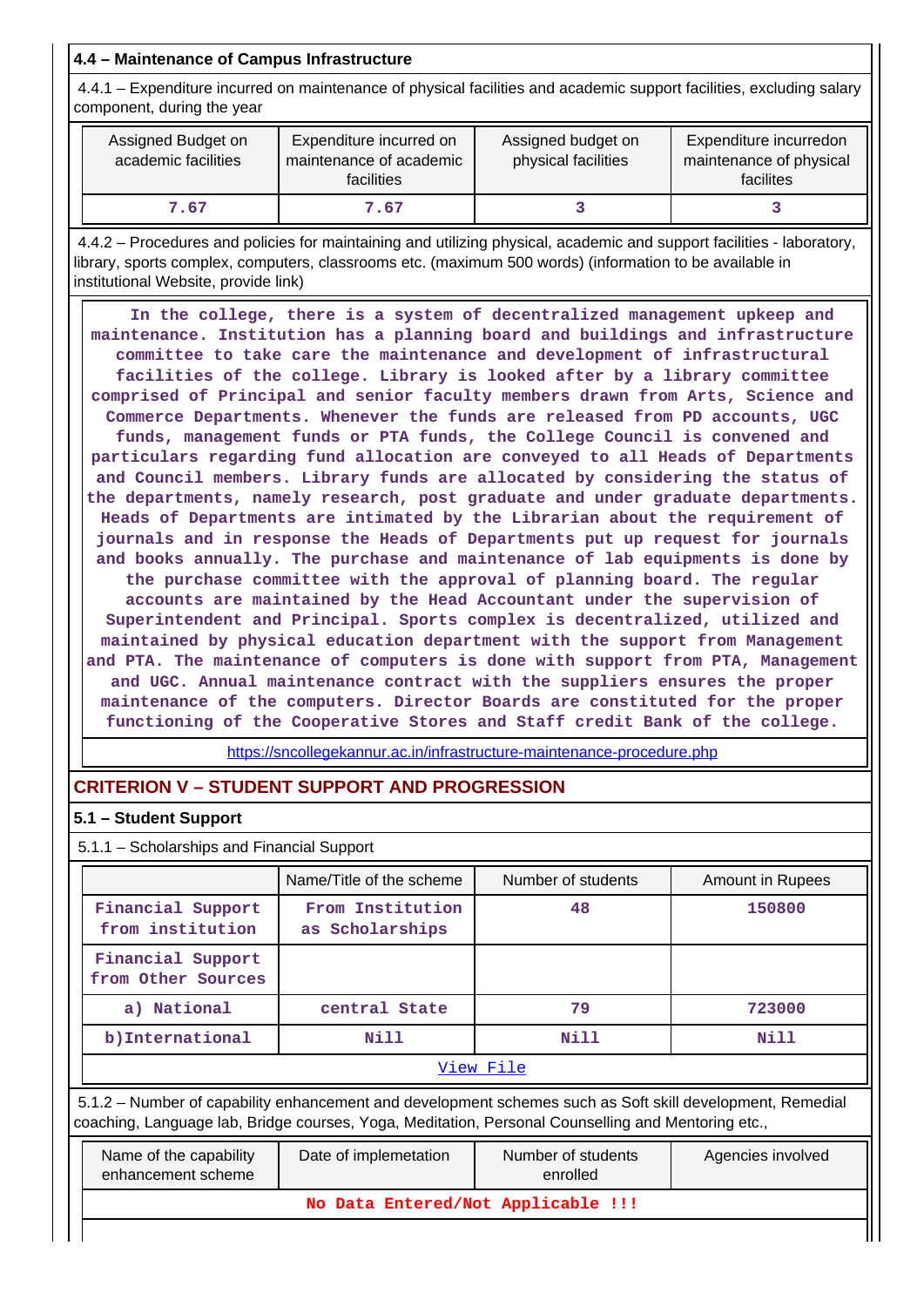### 4.4 – Maintenance of Campus Infrastructure

4.4.1 – Expenditure incurred on maintenance of physical facilities and academic support facilities, excluding salary component, during the year

| Assigned Budget on academic facilities | Expenditure incurred on maintenance of academic facilities | Assigned budget on physical facilities | Expenditure incurredon maintenance of physical facilites |
|---|---|---|---|
| 7.67 | 7.67 | 3 | 3 |

4.4.2 – Procedures and policies for maintaining and utilizing physical, academic and support facilities - laboratory, library, sports complex, computers, classrooms etc. (maximum 500 words) (information to be available in institutional Website, provide link)

In the college, there is a system of decentralized management upkeep and maintenance. Institution has a planning board and buildings and infrastructure committee to take care the maintenance and development of infrastructural facilities of the college. Library is looked after by a library committee comprised of Principal and senior faculty members drawn from Arts, Science and Commerce Departments. Whenever the funds are released from PD accounts, UGC funds, management funds or PTA funds, the College Council is convened and particulars regarding fund allocation are conveyed to all Heads of Departments and Council members. Library funds are allocated by considering the status of the departments, namely research, post graduate and under graduate departments. Heads of Departments are intimated by the Librarian about the requirement of journals and in response the Heads of Departments put up request for journals and books annually. The purchase and maintenance of lab equipments is done by the purchase committee with the approval of planning board. The regular accounts are maintained by the Head Accountant under the supervision of Superintendent and Principal. Sports complex is decentralized, utilized and maintained by physical education department with the support from Management and PTA. The maintenance of computers is done with support from PTA, Management and UGC. Annual maintenance contract with the suppliers ensures the proper maintenance of the computers. Director Boards are constituted for the proper functioning of the Cooperative Stores and Staff credit Bank of the college.

https://sncollegekannur.ac.in/infrastructure-maintenance-procedure.php

## CRITERION V – STUDENT SUPPORT AND PROGRESSION

### 5.1 – Student Support

5.1.1 – Scholarships and Financial Support

| | Name/Title of the scheme | Number of students | Amount in Rupees |
|---|---|---|---|
| Financial Support from institution | From Institution as Scholarships | 48 | 150800 |
| Financial Support from Other Sources | | | |
| a) National | central State | 79 | 723000 |
| b)International | Nill | Nill | Nill |

View File

5.1.2 – Number of capability enhancement and development schemes such as Soft skill development, Remedial coaching, Language lab, Bridge courses, Yoga, Meditation, Personal Counselling and Mentoring etc.,

| Name of the capability enhancement scheme | Date of implemetation | Number of students enrolled | Agencies involved |
|---|---|---|---|
| No Data Entered/Not Applicable !!! | | | |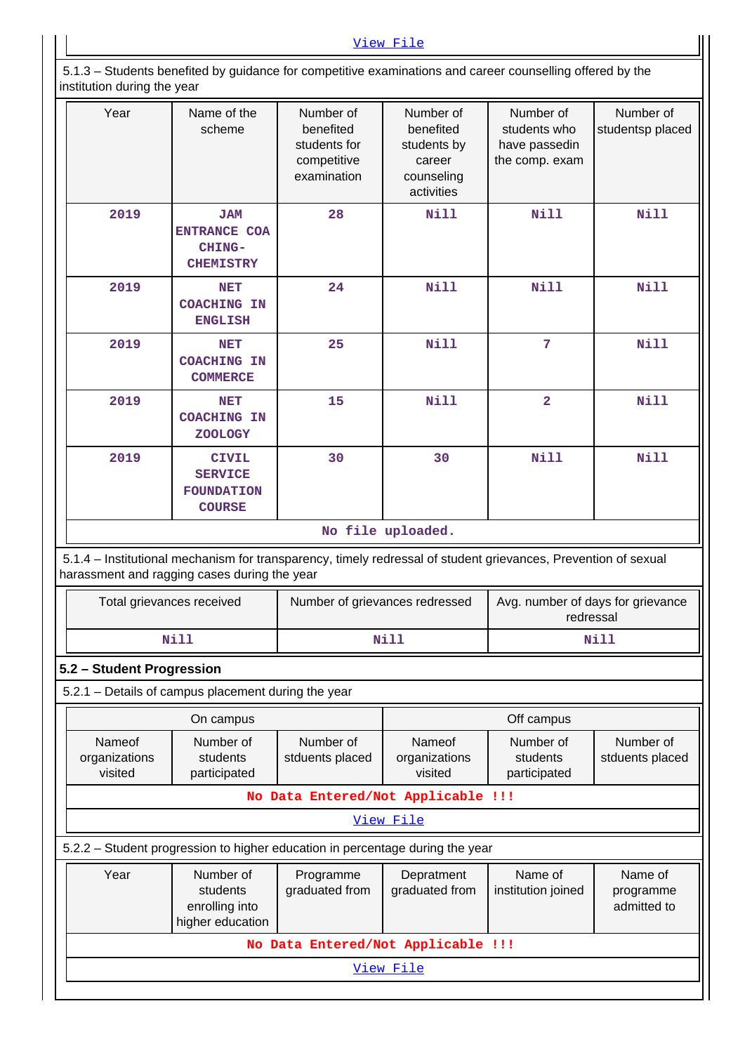[View File]

5.1.3 – Students benefited by guidance for competitive examinations and career counselling offered by the institution during the year

| Year | Name of the scheme | Number of benefited students for competitive examination | Number of benefited students by career counseling activities | Number of students who have passedin the comp. exam | Number of studentsp placed |
|---|---|---|---|---|---|
| 2019 | JAM ENTRANCE COACHING-CHEMISTRY | 28 | Nill | Nill | Nill |
| 2019 | NET COACHING IN ENGLISH | 24 | Nill | Nill | Nill |
| 2019 | NET COACHING IN COMMERCE | 25 | Nill | 7 | Nill |
| 2019 | NET COACHING IN ZOOLOGY | 15 | Nill | 2 | Nill |
| 2019 | CIVIL SERVICE FOUNDATION COURSE | 30 | 30 | Nill | Nill |

No file uploaded.

5.1.4 – Institutional mechanism for transparency, timely redressal of student grievances, Prevention of sexual harassment and ragging cases during the year

| Total grievances received | Number of grievances redressed | Avg. number of days for grievance redressal |
|---|---|---|
| Nill | Nill | Nill |

## 5.2 – Student Progression

5.2.1 – Details of campus placement during the year

| On campus | | | Off campus | | |
|---|---|---|---|---|---|
| Nameof organizations visited | Number of students participated | Number of stduents placed | Nameof organizations visited | Number of students participated | Number of stduents placed |

No Data Entered/Not Applicable !!!

[View File]

5.2.2 – Student progression to higher education in percentage during the year

| Year | Number of students enrolling into higher education | Programme graduated from | Depratment graduated from | Name of institution joined | Name of programme admitted to |
|---|---|---|---|---|---|

No Data Entered/Not Applicable !!!

[View File]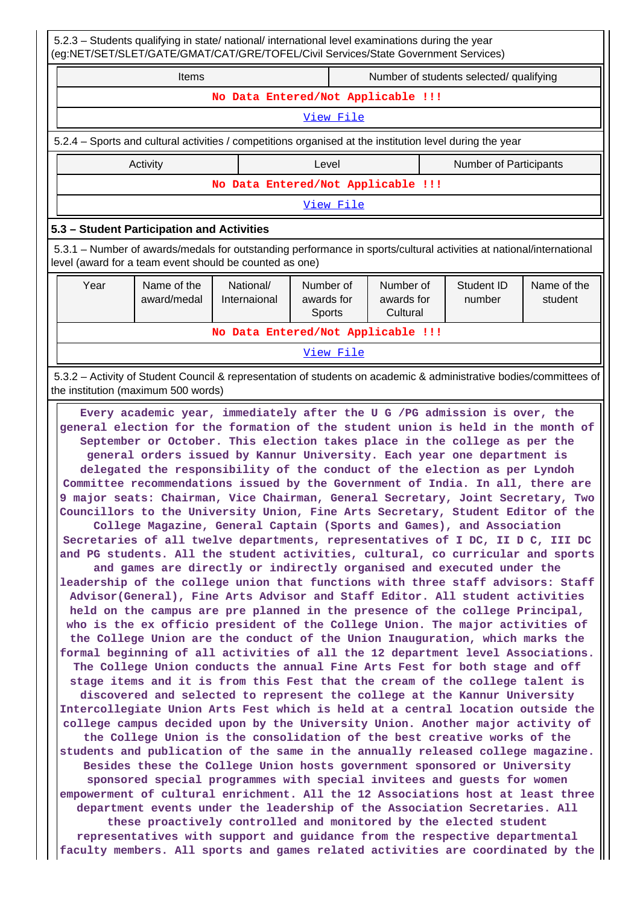5.2.3 – Students qualifying in state/ national/ international level examinations during the year (eg:NET/SET/SLET/GATE/GMAT/CAT/GRE/TOFEL/Civil Services/State Government Services)

| Items | Number of students selected/ qualifying |
|---|---|
| No Data Entered/Not Applicable !!! | |
| View File | |

5.2.4 – Sports and cultural activities / competitions organised at the institution level during the year

| Activity | Level | Number of Participants |
|---|---|---|
| No Data Entered/Not Applicable !!! | | |
| View File | | |

## 5.3 – Student Participation and Activities

5.3.1 – Number of awards/medals for outstanding performance in sports/cultural activities at national/international level (award for a team event should be counted as one)

| Year | Name of the award/medal | National/ Internaional | Number of awards for Sports | Number of awards for Cultural | Student ID number | Name of the student |
|---|---|---|---|---|---|---|
| No Data Entered/Not Applicable !!! | | | | | | |
| View File | | | | | | |

5.3.2 – Activity of Student Council & representation of students on academic & administrative bodies/committees of the institution (maximum 500 words)

Every academic year, immediately after the U G /PG admission is over, the general election for the formation of the student union is held in the month of September or October. This election takes place in the college as per the general orders issued by Kannur University. Each year one department is delegated the responsibility of the conduct of the election as per Lyndoh Committee recommendations issued by the Government of India. In all, there are 9 major seats: Chairman, Vice Chairman, General Secretary, Joint Secretary, Two Councillors to the University Union, Fine Arts Secretary, Student Editor of the College Magazine, General Captain (Sports and Games), and Association Secretaries of all twelve departments, representatives of I DC, II D C, III DC and PG students. All the student activities, cultural, co curricular and sports and games are directly or indirectly organised and executed under the leadership of the college union that functions with three staff advisors: Staff Advisor(General), Fine Arts Advisor and Staff Editor. All student activities held on the campus are pre planned in the presence of the college Principal, who is the ex officio president of the College Union. The major activities of the College Union are the conduct of the Union Inauguration, which marks the formal beginning of all activities of all the 12 department level Associations. The College Union conducts the annual Fine Arts Fest for both stage and off stage items and it is from this Fest that the cream of the college talent is discovered and selected to represent the college at the Kannur University Intercollegiate Union Arts Fest which is held at a central location outside the college campus decided upon by the University Union. Another major activity of the College Union is the consolidation of the best creative works of the students and publication of the same in the annually released college magazine. Besides these the College Union hosts government sponsored or University sponsored special programmes with special invitees and guests for women empowerment of cultural enrichment. All the 12 Associations host at least three department events under the leadership of the Association Secretaries. All these proactively controlled and monitored by the elected student representatives with support and guidance from the respective departmental faculty members. All sports and games related activities are coordinated by the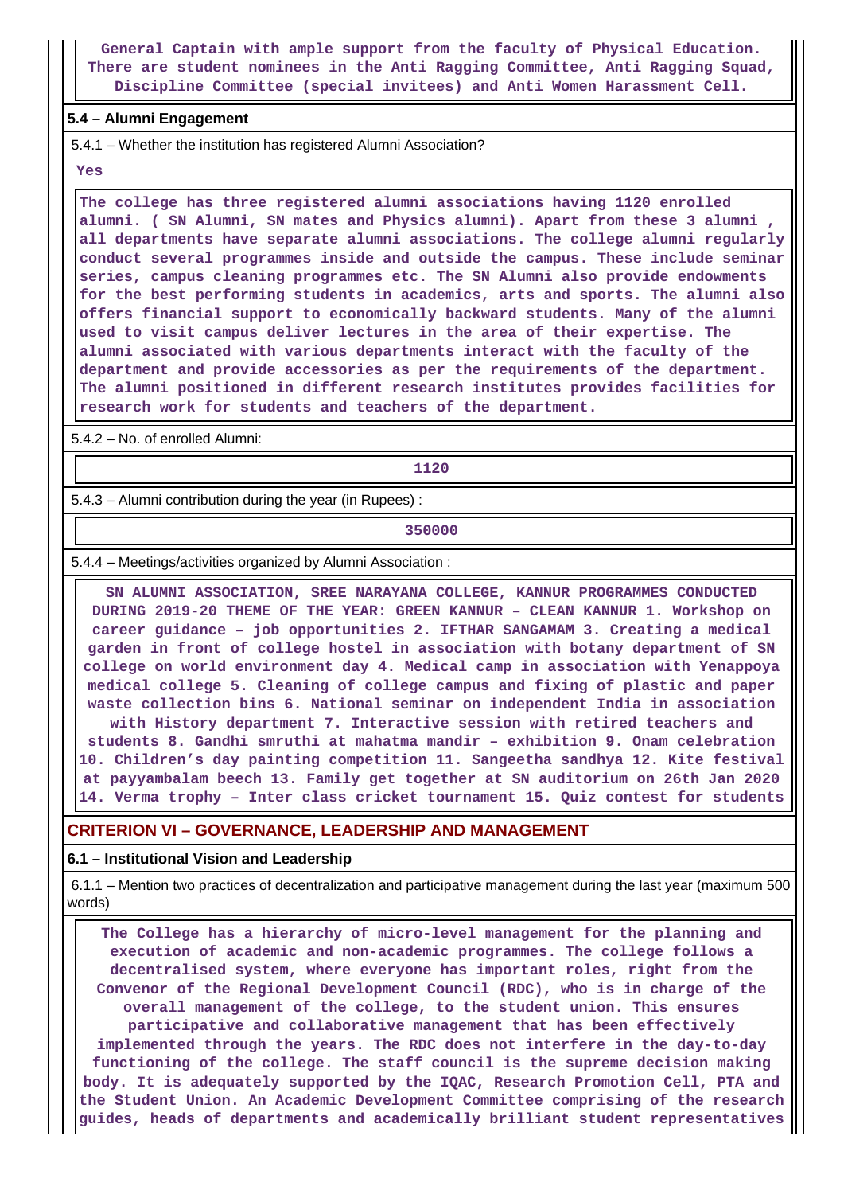General Captain with ample support from the faculty of Physical Education. There are student nominees in the Anti Ragging Committee, Anti Ragging Squad, Discipline Committee (special invitees) and Anti Women Harassment Cell.

**5.4 – Alumni Engagement**

5.4.1 – Whether the institution has registered Alumni Association?

Yes

The college has three registered alumni associations having 1120 enrolled alumni. ( SN Alumni, SN mates and Physics alumni). Apart from these 3 alumni , all departments have separate alumni associations. The college alumni regularly conduct several programmes inside and outside the campus. These include seminar series, campus cleaning programmes etc. The SN Alumni also provide endowments for the best performing students in academics, arts and sports. The alumni also offers financial support to economically backward students. Many of the alumni used to visit campus deliver lectures in the area of their expertise. The alumni associated with various departments interact with the faculty of the department and provide accessories as per the requirements of the department. The alumni positioned in different research institutes provides facilities for research work for students and teachers of the department.

5.4.2 – No. of enrolled Alumni:

1120

5.4.3 – Alumni contribution during the year (in Rupees) :

350000

5.4.4 – Meetings/activities organized by Alumni Association :

SN ALUMNI ASSOCIATION, SREE NARAYANA COLLEGE, KANNUR PROGRAMMES CONDUCTED DURING 2019-20 THEME OF THE YEAR: GREEN KANNUR – CLEAN KANNUR 1. Workshop on career guidance – job opportunities 2. IFTHAR SANGAMAM 3. Creating a medical garden in front of college hostel in association with botany department of SN college on world environment day 4. Medical camp in association with Yenappoya medical college 5. Cleaning of college campus and fixing of plastic and paper waste collection bins 6. National seminar on independent India in association with History department 7. Interactive session with retired teachers and students 8. Gandhi smruthi at mahatma mandir – exhibition 9. Onam celebration 10. Children's day painting competition 11. Sangeetha sandhya 12. Kite festival at payyambalam beech 13. Family get together at SN auditorium on 26th Jan 2020 14. Verma trophy – Inter class cricket tournament 15. Quiz contest for students

## CRITERION VI – GOVERNANCE, LEADERSHIP AND MANAGEMENT

**6.1 – Institutional Vision and Leadership**

6.1.1 – Mention two practices of decentralization and participative management during the last year (maximum 500 words)

The College has a hierarchy of micro-level management for the planning and execution of academic and non-academic programmes. The college follows a decentralised system, where everyone has important roles, right from the Convenor of the Regional Development Council (RDC), who is in charge of the overall management of the college, to the student union. This ensures participative and collaborative management that has been effectively implemented through the years. The RDC does not interfere in the day-to-day functioning of the college. The staff council is the supreme decision making body. It is adequately supported by the IQAC, Research Promotion Cell, PTA and the Student Union. An Academic Development Committee comprising of the research guides, heads of departments and academically brilliant student representatives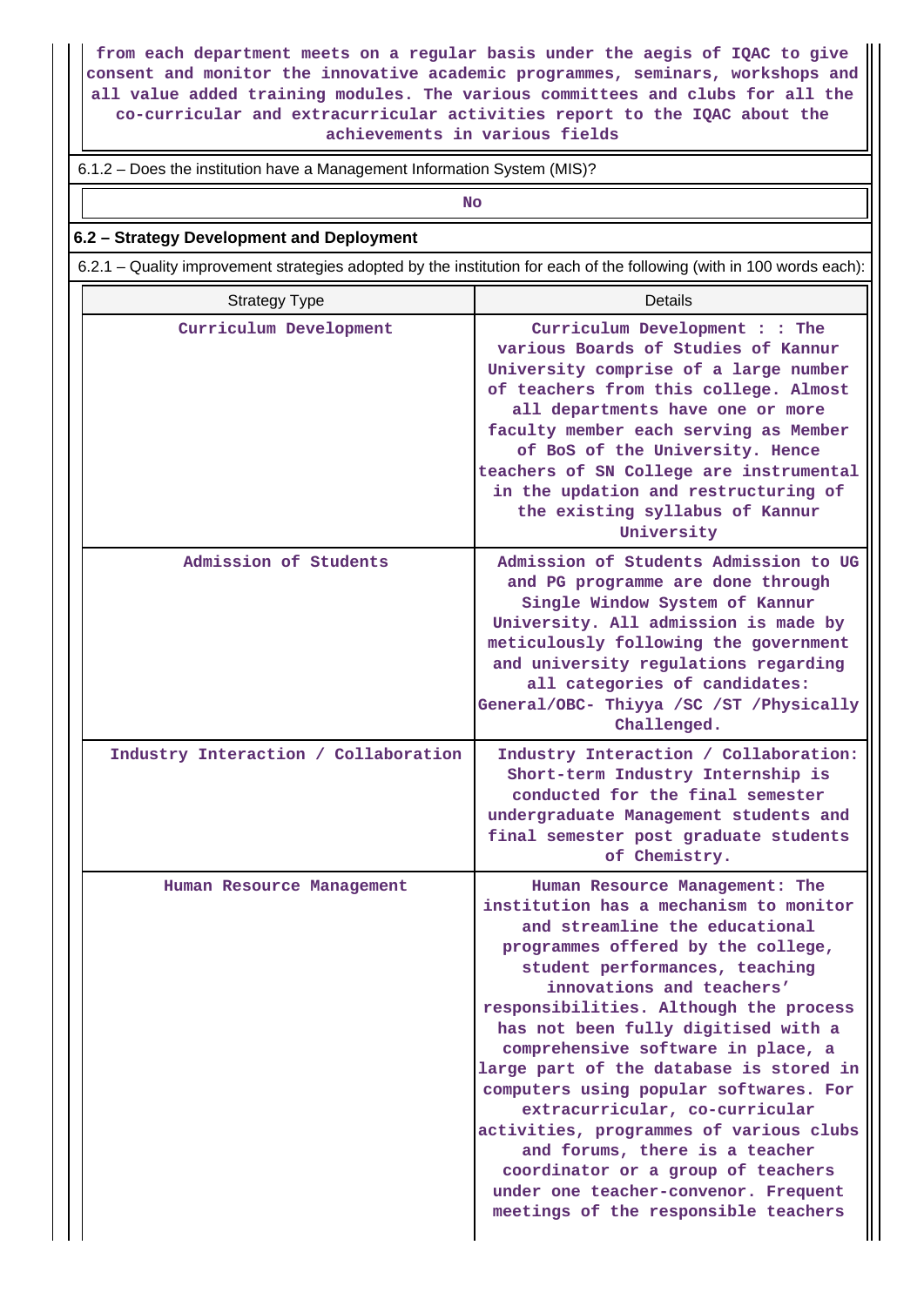from each department meets on a regular basis under the aegis of IQAC to give consent and monitor the innovative academic programmes, seminars, workshops and all value added training modules. The various committees and clubs for all the co-curricular and extracurricular activities report to the IQAC about the achievements in various fields

6.1.2 – Does the institution have a Management Information System (MIS)?

No

## 6.2 – Strategy Development and Deployment

6.2.1 – Quality improvement strategies adopted by the institution for each of the following (with in 100 words each):

| Strategy Type | Details |
|---|---|
| Curriculum Development | Curriculum Development : : The various Boards of Studies of Kannur University comprise of a large number of teachers from this college. Almost all departments have one or more faculty member each serving as Member of BoS of the University. Hence teachers of SN College are instrumental in the updation and restructuring of the existing syllabus of Kannur University |
| Admission of Students | Admission of Students Admission to UG and PG programme are done through Single Window System of Kannur University. All admission is made by meticulously following the government and university regulations regarding all categories of candidates: General/OBC- Thiyya /SC /ST /Physically Challenged. |
| Industry Interaction / Collaboration | Industry Interaction / Collaboration: Short-term Industry Internship is conducted for the final semester undergraduate Management students and final semester post graduate students of Chemistry. |
| Human Resource Management | Human Resource Management: The institution has a mechanism to monitor and streamline the educational programmes offered by the college, student performances, teaching innovations and teachers' responsibilities. Although the process has not been fully digitised with a comprehensive software in place, a large part of the database is stored in computers using popular softwares. For extracurricular, co-curricular activities, programmes of various clubs and forums, there is a teacher coordinator or a group of teachers under one teacher-convenor. Frequent meetings of the responsible teachers |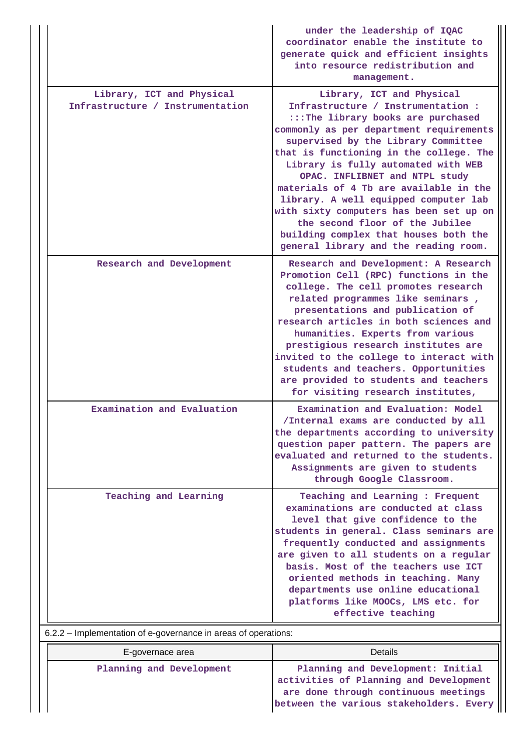| | |
|---|---|
| | under the leadership of IQAC coordinator enable the institute to generate quick and efficient insights into resource redistribution and management. |
| Library, ICT and Physical Infrastructure / Instrumentation | Library, ICT and Physical Infrastructure / Instrumentation : :::The library books are purchased commonly as per department requirements supervised by the Library Committee that is functioning in the college. The Library is fully automated with WEB OPAC. INFLIBNET and NTPL study materials of 4 Tb are available in the library. A well equipped computer lab with sixty computers has been set up on the second floor of the Jubilee building complex that houses both the general library and the reading room. |
| Research and Development | Research and Development: A Research Promotion Cell (RPC) functions in the college. The cell promotes research related programmes like seminars , presentations and publication of research articles in both sciences and humanities. Experts from various prestigious research institutes are invited to the college to interact with students and teachers. Opportunities are provided to students and teachers for visiting research institutes, |
| Examination and Evaluation | Examination and Evaluation: Model /Internal exams are conducted by all the departments according to university question paper pattern. The papers are evaluated and returned to the students. Assignments are given to students through Google Classroom. |
| Teaching and Learning | Teaching and Learning : Frequent examinations are conducted at class level that give confidence to the students in general. Class seminars are frequently conducted and assignments are given to all students on a regular basis. Most of the teachers use ICT oriented methods in teaching. Many departments use online educational platforms like MOOCs, LMS etc. for effective teaching |

6.2.2 – Implementation of e-governance in areas of operations:

| E-governace area | Details |
|---|---|
| Planning and Development | Planning and Development: Initial activities of Planning and Development are done through continuous meetings between the various stakeholders. Every |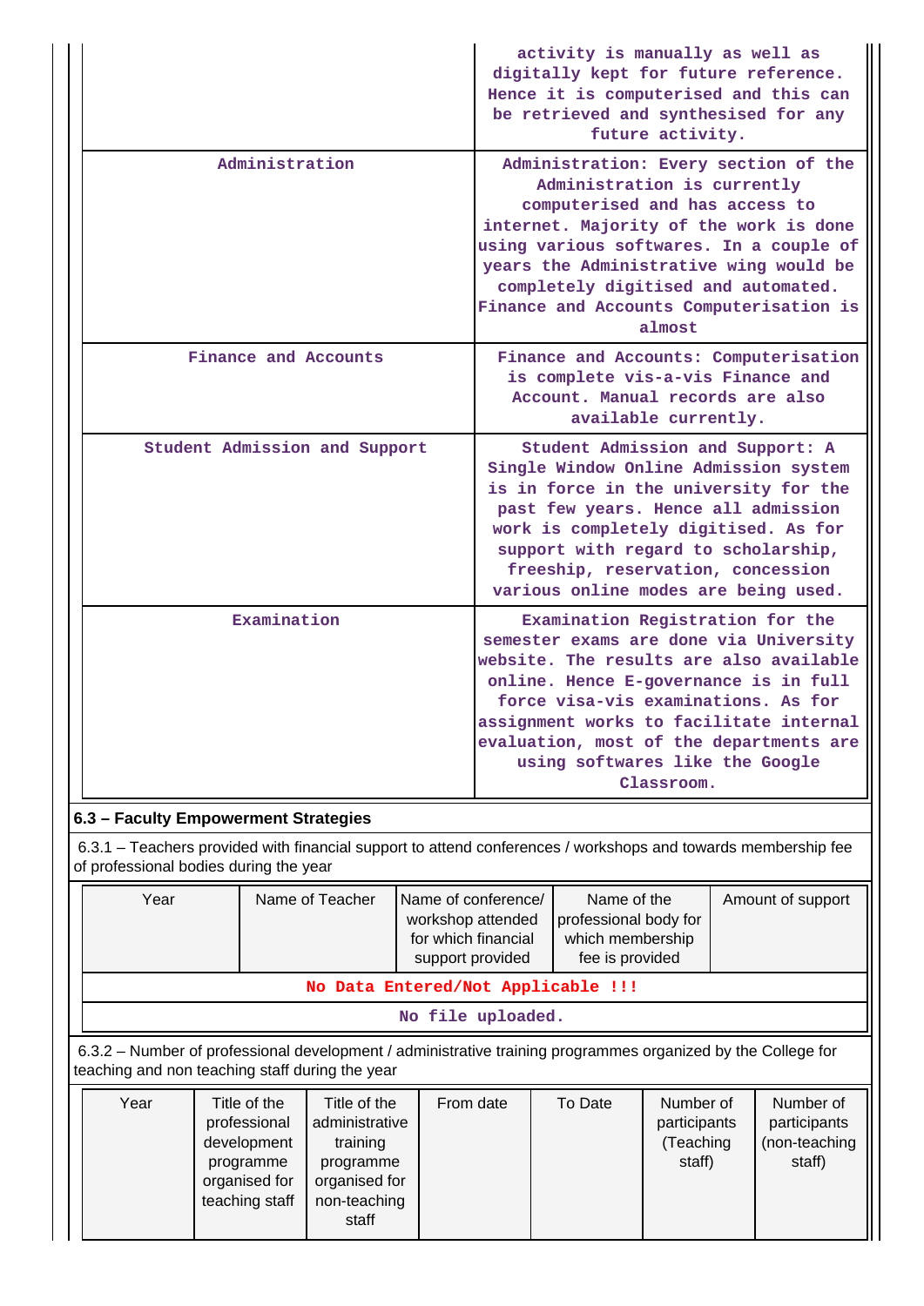| | |
|---|---|
| | activity is manually as well as digitally kept for future reference. Hence it is computerised and this can be retrieved and synthesised for any future activity. |
| Administration | Administration: Every section of the Administration is currently computerised and has access to internet. Majority of the work is done using various softwares. In a couple of years the Administrative wing would be completely digitised and automated. Finance and Accounts Computerisation is almost |
| Finance and Accounts | Finance and Accounts: Computerisation is complete vis-a-vis Finance and Account. Manual records are also available currently. |
| Student Admission and Support | Student Admission and Support: A Single Window Online Admission system is in force in the university for the past few years. Hence all admission work is completely digitised. As for support with regard to scholarship, freeship, reservation, concession various online modes are being used. |
| Examination | Examination Registration for the semester exams are done via University website. The results are also available online. Hence E-governance is in full force visa-vis examinations. As for assignment works to facilitate internal evaluation, most of the departments are using softwares like the Google Classroom. |

### 6.3 – Faculty Empowerment Strategies

6.3.1 – Teachers provided with financial support to attend conferences / workshops and towards membership fee of professional bodies during the year

| Year | Name of Teacher | Name of conference/ workshop attended for which financial support provided | Name of the professional body for which membership fee is provided | Amount of support |
|---|---|---|---|---|
| No Data Entered/Not Applicable !!! | | | | |
| No file uploaded. | | | | |

6.3.2 – Number of professional development / administrative training programmes organized by the College for teaching and non teaching staff during the year

| Year | Title of the professional development programme organised for teaching staff | Title of the administrative training programme organised for non-teaching staff | From date | To Date | Number of participants (Teaching staff) | Number of participants (non-teaching staff) |
|---|---|---|---|---|---|---|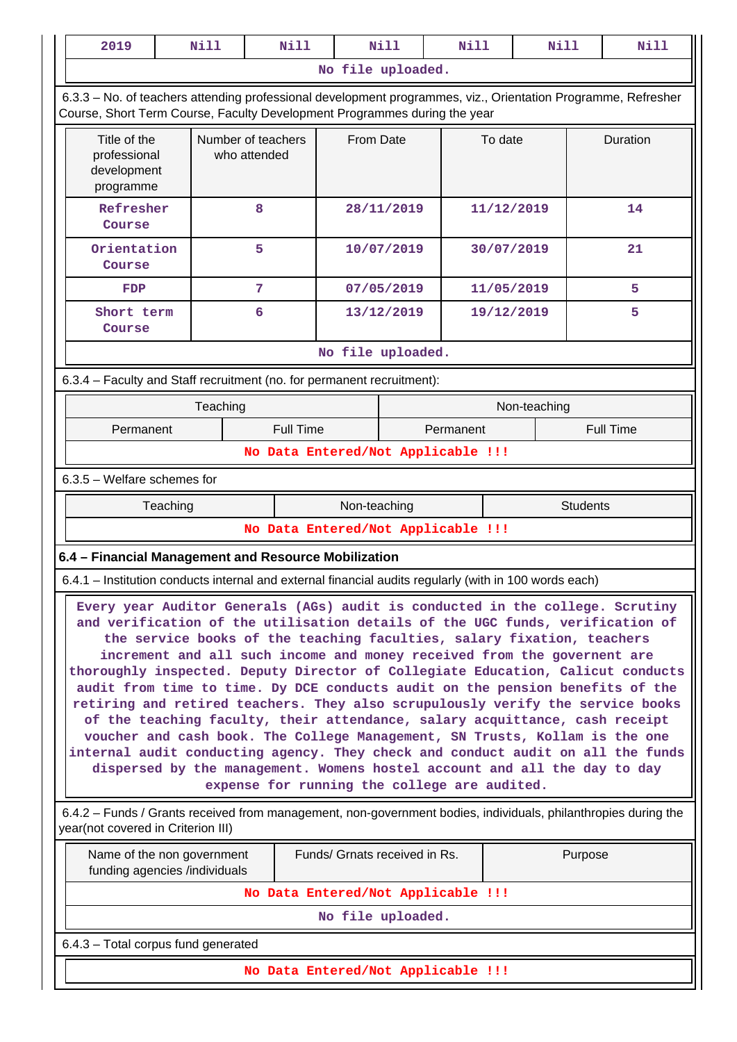| 2019 | Nill | Nill | Nill | Nill | Nill | Nill |
|---|---|---|---|---|---|---|
| No file uploaded. | | | | | | |

6.3.3 – No. of teachers attending professional development programmes, viz., Orientation Programme, Refresher Course, Short Term Course, Faculty Development Programmes during the year

| Title of the professional development programme | Number of teachers who attended | From Date | To date | Duration |
|---|---|---|---|---|
| Refresher Course | 8 | 28/11/2019 | 11/12/2019 | 14 |
| Orientation Course | 5 | 10/07/2019 | 30/07/2019 | 21 |
| FDP | 7 | 07/05/2019 | 11/05/2019 | 5 |
| Short term Course | 6 | 13/12/2019 | 19/12/2019 | 5 |
| No file uploaded. | | | | |

6.3.4 – Faculty and Staff recruitment (no. for permanent recruitment):

| Teaching | | Non-teaching | |
|---|---|---|---|
| Permanent | Full Time | Permanent | Full Time |
| No Data Entered/Not Applicable !!! | | | |

6.3.5 – Welfare schemes for

| Teaching | Non-teaching | Students |
|---|---|---|
| No Data Entered/Not Applicable !!! | | |

## 6.4 – Financial Management and Resource Mobilization

6.4.1 – Institution conducts internal and external financial audits regularly (with in 100 words each)

Every year Auditor Generals (AGs) audit is conducted in the college. Scrutiny and verification of the utilisation details of the UGC funds, verification of the service books of the teaching faculties, salary fixation, teachers increment and all such income and money received from the govenment are thoroughly inspected. Deputy Director of Collegiate Education, Calicut conducts audit from time to time. Dy DCE conducts audit on the pension benefits of the retiring and retired teachers. They also scrupulously verify the service books of the teaching faculty, their attendance, salary acquittance, cash receipt voucher and cash book. The College Management, SN Trusts, Kollam is the one internal audit conducting agency. They check and conduct audit on all the funds dispersed by the management. Womens hostel account and all the day to day expense for running the college are audited.

6.4.2 – Funds / Grants received from management, non-government bodies, individuals, philanthropies during the year(not covered in Criterion III)

| Name of the non government funding agencies /individuals | Funds/ Grnats received in Rs. | Purpose |
|---|---|---|
| No Data Entered/Not Applicable !!! | | |
| No file uploaded. | | |

6.4.3 – Total corpus fund generated

No Data Entered/Not Applicable !!!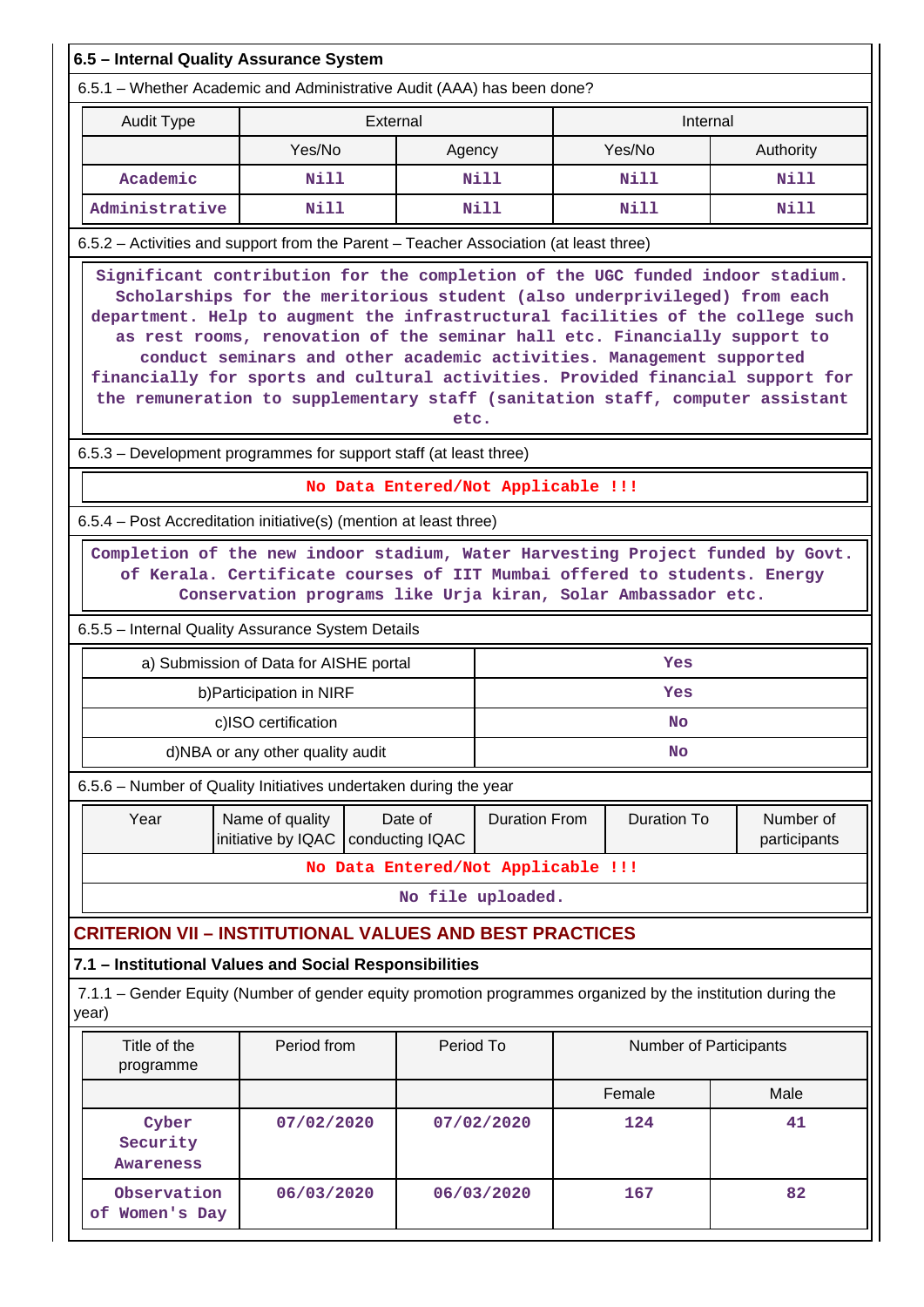## 6.5 – Internal Quality Assurance System

6.5.1 – Whether Academic and Administrative Audit (AAA) has been done?

| Audit Type | External | | Internal | |
|---|---|---|---|---|
| | Yes/No | Agency | Yes/No | Authority |
| Academic | Nill | Nill | Nill | Nill |
| Administrative | Nill | Nill | Nill | Nill |

6.5.2 – Activities and support from the Parent – Teacher Association (at least three)

Significant contribution for the completion of the UGC funded indoor stadium. Scholarships for the meritorious student (also underprivileged) from each department. Help to augment the infrastructural facilities of the college such as rest rooms, renovation of the seminar hall etc. Financially support to conduct seminars and other academic activities. Management supported financially for sports and cultural activities. Provided financial support for the remuneration to supplementary staff (sanitation staff, computer assistant etc.

6.5.3 – Development programmes for support staff (at least three)

No Data Entered/Not Applicable !!!

6.5.4 – Post Accreditation initiative(s) (mention at least three)

Completion of the new indoor stadium, Water Harvesting Project funded by Govt. of Kerala. Certificate courses of IIT Mumbai offered to students. Energy Conservation programs like Urja kiran, Solar Ambassador etc.

6.5.5 – Internal Quality Assurance System Details

| | |
|---|---|
| a) Submission of Data for AISHE portal | Yes |
| b)Participation in NIRF | Yes |
| c)ISO certification | No |
| d)NBA or any other quality audit | No |

6.5.6 – Number of Quality Initiatives undertaken during the year

| Year | Name of quality initiative by IQAC | Date of conducting IQAC | Duration From | Duration To | Number of participants |
|---|---|---|---|---|---|
| No Data Entered/Not Applicable !!! | | | | | |
| No file uploaded. | | | | | |

# CRITERION VII – INSTITUTIONAL VALUES AND BEST PRACTICES

## 7.1 – Institutional Values and Social Responsibilities

7.1.1 – Gender Equity (Number of gender equity promotion programmes organized by the institution during the year)

| Title of the programme | Period from | Period To | Number of Participants | |
|---|---|---|---|---|
| | | | Female | Male |
| Cyber Security Awareness | 07/02/2020 | 07/02/2020 | 124 | 41 |
| Observation of Women's Day | 06/03/2020 | 06/03/2020 | 167 | 82 |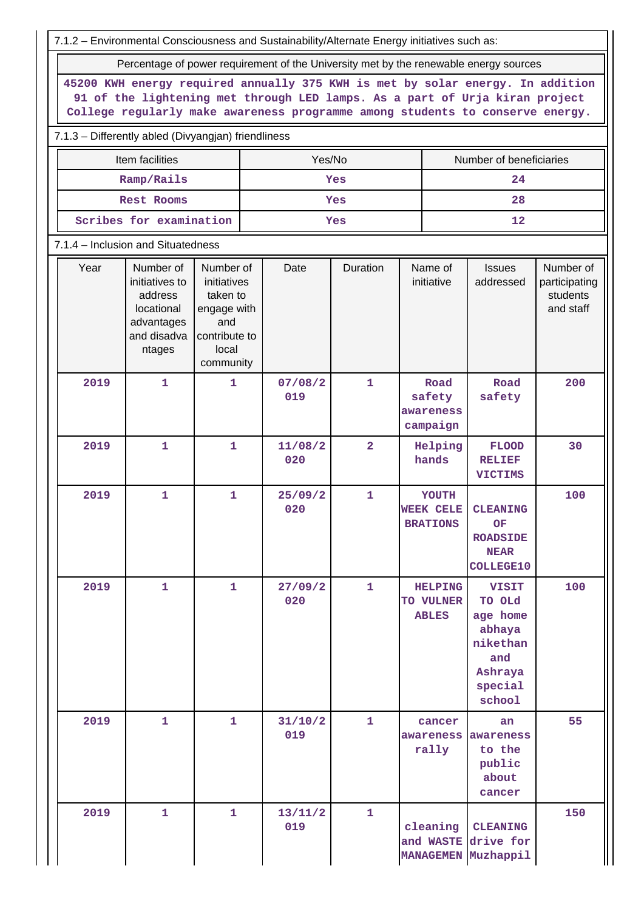7.1.2 – Environmental Consciousness and Sustainability/Alternate Energy initiatives such as:

| Percentage of power requirement of the University met by the renewable energy sources |
|---|
| 45200 KWH energy required annually 375 KWH is met by solar energy. In addition 91 of the lightening met through LED lamps. As a part of Urja kiran project College regularly make awareness programme among students to conserve energy. |

7.1.3 – Differently abled (Divyangjan) friendliness

| Item facilities | Yes/No | Number of beneficiaries |
|---|---|---|
| Ramp/Rails | Yes | 24 |
| Rest Rooms | Yes | 28 |
| Scribes for examination | Yes | 12 |

7.1.4 – Inclusion and Situatedness

| Year | Number of initiatives to address locational advantages and disadvantages | Number of initiatives taken to engage with and contribute to local community | Date | Duration | Name of initiative | Issues addressed | Number of participating students and staff |
|---|---|---|---|---|---|---|---|
| 2019 | 1 | 1 | 07/08/2019 | 1 | Road safety awareness campaign | Road safety | 200 |
| 2019 | 1 | 1 | 11/08/2020 | 2 | Helping hands | FLOOD RELIEF VICTIMS | 30 |
| 2019 | 1 | 1 | 25/09/2020 | 1 | YOUTH WEEK CELEBRATIONS | CLEANING OF ROADSIDE NEAR COLLEGE10 | 100 |
| 2019 | 1 | 1 | 27/09/2020 | 1 | HELPING TO VULNERABLES | VISIT TO OLd age home abhaya nikethan and Ashraya special school | 100 |
| 2019 | 1 | 1 | 31/10/2019 | 1 | cancer awareness rally | an awareness to the public about cancer | 55 |
| 2019 | 1 | 1 | 13/11/2019 | 1 | cleaning and WASTE MANAGEMEN | CLEANING drive for Muzhappil | 150 |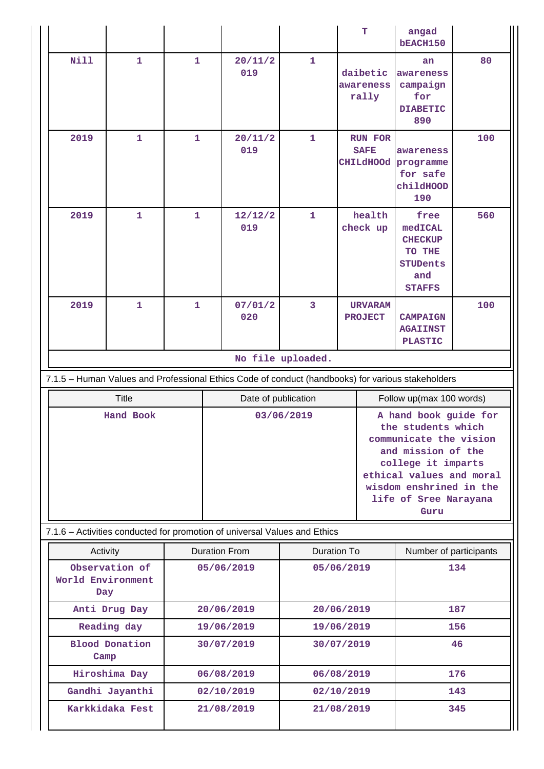| | | | | | T | angad bEACH150 | |
|---|---|---|---|---|---|---|---|
| Nill | 1 | 1 | 20/11/2019 | 1 | daibetic awareness rally | an awareness campaign for DIABETIC 890 | 80 |
| 2019 | 1 | 1 | 20/11/2019 | 1 | RUN FOR SAFE CHILdHOOd | awareness programme for safe childHOOD 190 | 100 |
| 2019 | 1 | 1 | 12/12/2019 | 1 | health check up | free medICAL CHECKUP TO THE STUDents and STAFFS | 560 |
| 2019 | 1 | 1 | 07/01/2020 | 3 | URVARAM PROJECT | CAMPAIGN AGAIINST PLASTIC | 100 |

No file uploaded.

7.1.5 – Human Values and Professional Ethics Code of conduct (handbooks) for various stakeholders

| Title | Date of publication | Follow up(max 100 words) |
|---|---|---|
| Hand Book | 03/06/2019 | A hand book guide for the students which communicate the vision and mission of the college it imparts ethical values and moral wisdom enshrined in the life of Sree Narayana Guru |

7.1.6 – Activities conducted for promotion of universal Values and Ethics

| Activity | Duration From | Duration To | Number of participants |
|---|---|---|---|
| Observation of World Environment Day | 05/06/2019 | 05/06/2019 | 134 |
| Anti Drug Day | 20/06/2019 | 20/06/2019 | 187 |
| Reading day | 19/06/2019 | 19/06/2019 | 156 |
| Blood Donation Camp | 30/07/2019 | 30/07/2019 | 46 |
| Hiroshima Day | 06/08/2019 | 06/08/2019 | 176 |
| Gandhi Jayanthi | 02/10/2019 | 02/10/2019 | 143 |
| Karkkidaka Fest | 21/08/2019 | 21/08/2019 | 345 |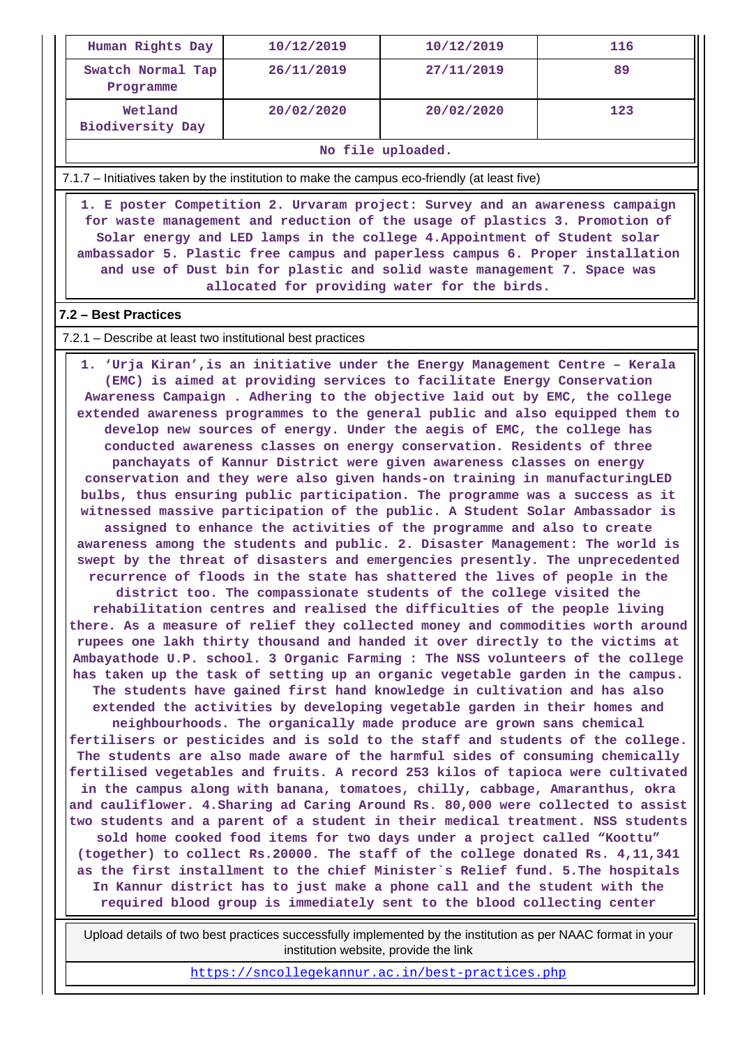| Human Rights Day | 10/12/2019 | 10/12/2019 | 116 |
|---|---|---|---|
| Swatch Normal Tap Programme | 26/11/2019 | 27/11/2019 | 89 |
| Wetland Biodiversity Day | 20/02/2020 | 20/02/2020 | 123 |

No file uploaded.

7.1.7 – Initiatives taken by the institution to make the campus eco-friendly (at least five)

1. E poster Competition 2. Urvaram project: Survey and an awareness campaign for waste management and reduction of the usage of plastics 3. Promotion of Solar energy and LED lamps in the college 4.Appointment of Student solar ambassador 5. Plastic free campus and paperless campus 6. Proper installation and use of Dust bin for plastic and solid waste management 7. Space was allocated for providing water for the birds.

## 7.2 – Best Practices

7.2.1 – Describe at least two institutional best practices

1. 'Urja Kiran',is an initiative under the Energy Management Centre – Kerala (EMC) is aimed at providing services to facilitate Energy Conservation Awareness Campaign . Adhering to the objective laid out by EMC, the college extended awareness programmes to the general public and also equipped them to develop new sources of energy. Under the aegis of EMC, the college has conducted awareness classes on energy conservation. Residents of three panchayats of Kannur District were given awareness classes on energy conservation and they were also given hands-on training in manufacturingLED bulbs, thus ensuring public participation. The programme was a success as it witnessed massive participation of the public. A Student Solar Ambassador is assigned to enhance the activities of the programme and also to create awareness among the students and public. 2. Disaster Management: The world is swept by the threat of disasters and emergencies presently. The unprecedented recurrence of floods in the state has shattered the lives of people in the district too. The compassionate students of the college visited the rehabilitation centres and realised the difficulties of the people living there. As a measure of relief they collected money and commodities worth around rupees one lakh thirty thousand and handed it over directly to the victims at Ambayathode U.P. school. 3 Organic Farming : The NSS volunteers of the college has taken up the task of setting up an organic vegetable garden in the campus. The students have gained first hand knowledge in cultivation and has also extended the activities by developing vegetable garden in their homes and neighbourhoods. The organically made produce are grown sans chemical fertilisers or pesticides and is sold to the staff and students of the college. The students are also made aware of the harmful sides of consuming chemically fertilised vegetables and fruits. A record 253 kilos of tapioca were cultivated in the campus along with banana, tomatoes, chilly, cabbage, Amaranthus, okra and cauliflower. 4.Sharing ad Caring Around Rs. 80,000 were collected to assist two students and a parent of a student in their medical treatment. NSS students sold home cooked food items for two days under a project called "Koottu" (together) to collect Rs.20000. The staff of the college donated Rs. 4,11,341 as the first installment to the chief Minister`s Relief fund. 5.The hospitals In Kannur district has to just make a phone call and the student with the required blood group is immediately sent to the blood collecting center

Upload details of two best practices successfully implemented by the institution as per NAAC format in your institution website, provide the link

https://sncollegekannur.ac.in/best-practices.php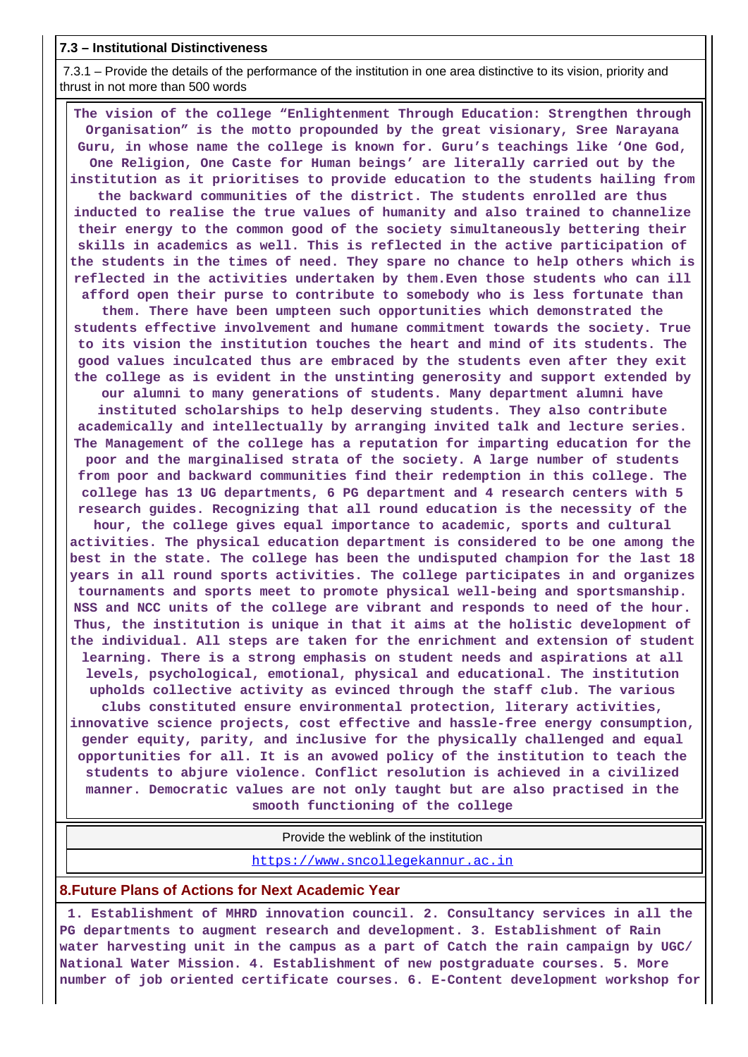**7.3 – Institutional Distinctiveness**

7.3.1 – Provide the details of the performance of the institution in one area distinctive to its vision, priority and thrust in not more than 500 words

The vision of the college “Enlightenment Through Education: Strengthen through Organisation” is the motto propounded by the great visionary, Sree Narayana Guru, in whose name the college is known for. Guru’s teachings like ‘One God, One Religion, One Caste for Human beings’ are literally carried out by the institution as it prioritises to provide education to the students hailing from the backward communities of the district. The students enrolled are thus inducted to realise the true values of humanity and also trained to channelize their energy to the common good of the society simultaneously bettering their skills in academics as well. This is reflected in the active participation of the students in the times of need. They spare no chance to help others which is reflected in the activities undertaken by them.Even those students who can ill afford open their purse to contribute to somebody who is less fortunate than them. There have been umpteen such opportunities which demonstrated the students effective involvement and humane commitment towards the society. True to its vision the institution touches the heart and mind of its students. The good values inculcated thus are embraced by the students even after they exit the college as is evident in the unstinting generosity and support extended by our alumni to many generations of students. Many department alumni have instituted scholarships to help deserving students. They also contribute academically and intellectually by arranging invited talk and lecture series. The Management of the college has a reputation for imparting education for the poor and the marginalised strata of the society. A large number of students from poor and backward communities find their redemption in this college. The college has 13 UG departments, 6 PG department and 4 research centers with 5 research guides. Recognizing that all round education is the necessity of the hour, the college gives equal importance to academic, sports and cultural activities. The physical education department is considered to be one among the best in the state. The college has been the undisputed champion for the last 18 years in all round sports activities. The college participates in and organizes tournaments and sports meet to promote physical well-being and sportsmanship. NSS and NCC units of the college are vibrant and responds to need of the hour. Thus, the institution is unique in that it aims at the holistic development of the individual. All steps are taken for the enrichment and extension of student learning. There is a strong emphasis on student needs and aspirations at all levels, psychological, emotional, physical and educational. The institution upholds collective activity as evinced through the staff club. The various clubs constituted ensure environmental protection, literary activities, innovative science projects, cost effective and hassle-free energy consumption, gender equity, parity, and inclusive for the physically challenged and equal opportunities for all. It is an avowed policy of the institution to teach the students to abjure violence. Conflict resolution is achieved in a civilized manner. Democratic values are not only taught but are also practised in the smooth functioning of the college

| Provide the weblink of the institution |
|---|
| https://www.sncollegekannur.ac.in |

## 8.Future Plans of Actions for Next Academic Year

1. Establishment of MHRD innovation council. 2. Consultancy services in all the PG departments to augment research and development. 3. Establishment of Rain water harvesting unit in the campus as a part of Catch the rain campaign by UGC/ National Water Mission. 4. Establishment of new postgraduate courses. 5. More number of job oriented certificate courses. 6. E-Content development workshop for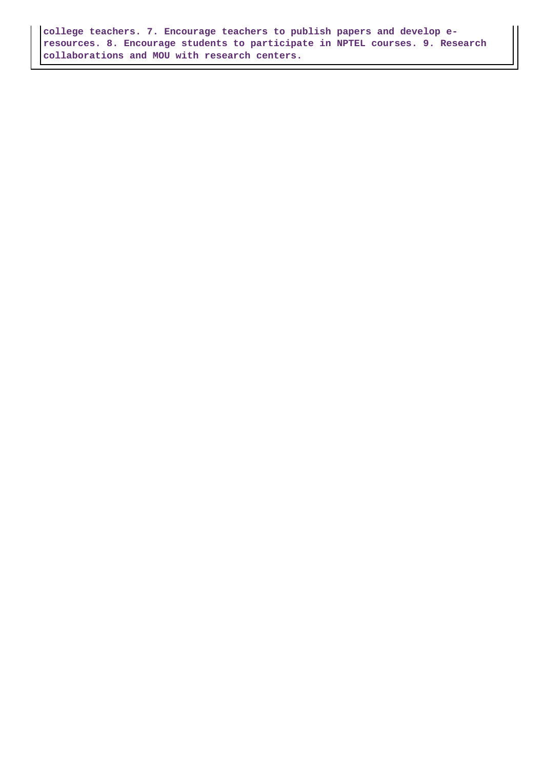**college teachers. 7. Encourage teachers to publish papers and develop e-resources. 8. Encourage students to participate in NPTEL courses. 9. Research collaborations and MOU with research centers.**